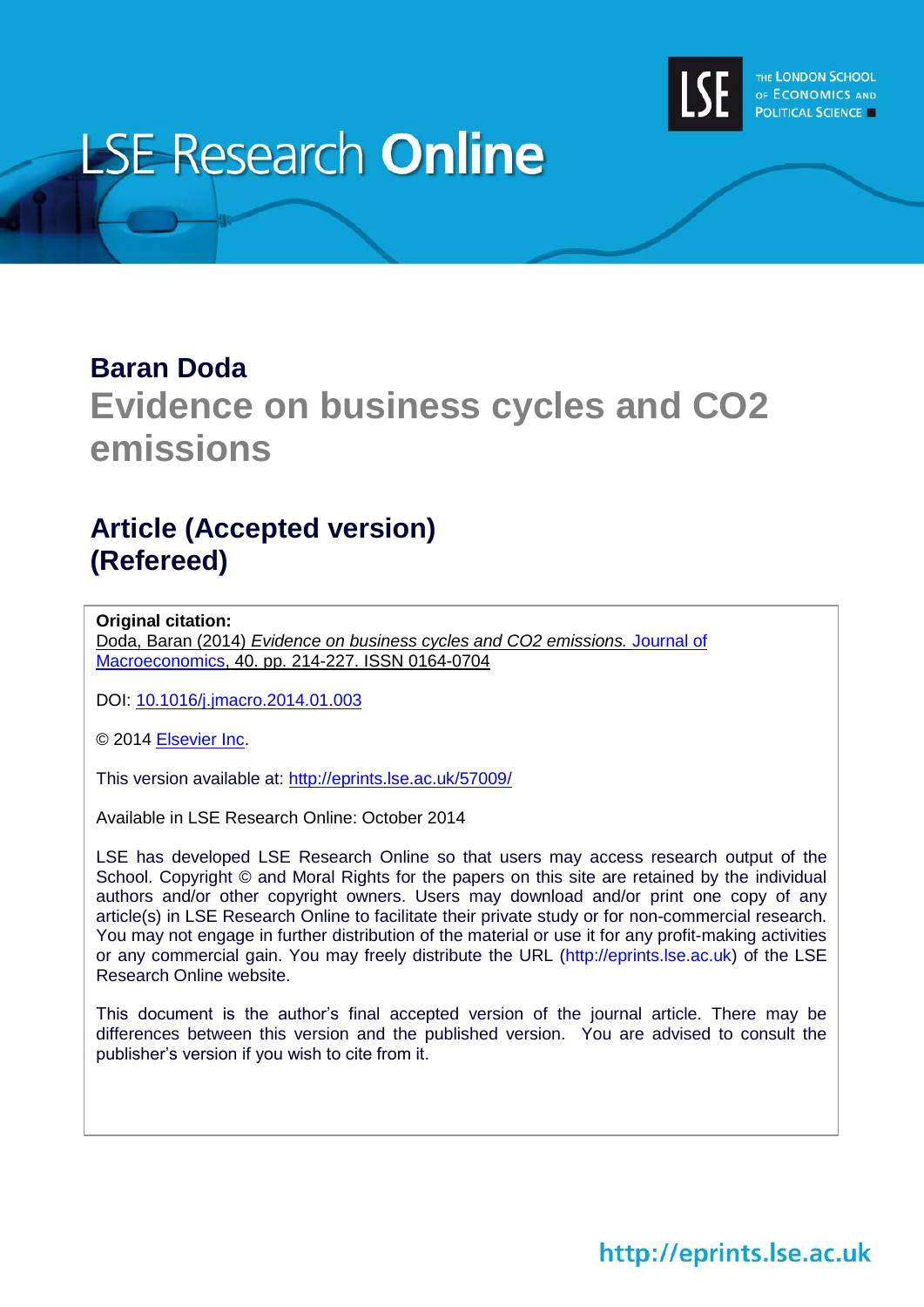# LSE Research Online

**Baran Doda**

## Evidence on business cycles and CO2 emissions

## Article (Accepted version) (Refereed)

**Original citation:**
Doda, Baran (2014) *Evidence on business cycles and CO2 emissions.* Journal of Macroeconomics, 40. pp. 214-227. ISSN 0164-0704

DOI: 10.1016/j.jmacro.2014.01.003

© 2014 Elsevier Inc.

This version available at: http://eprints.lse.ac.uk/57009/

Available in LSE Research Online: October 2014

LSE has developed LSE Research Online so that users may access research output of the School. Copyright © and Moral Rights for the papers on this site are retained by the individual authors and/or other copyright owners. Users may download and/or print one copy of any article(s) in LSE Research Online to facilitate their private study or for non-commercial research. You may not engage in further distribution of the material or use it for any profit-making activities or any commercial gain. You may freely distribute the URL (http://eprints.lse.ac.uk) of the LSE Research Online website.

This document is the author's final accepted version of the journal article. There may be differences between this version and the published version. You are advised to consult the publisher's version if you wish to cite from it.

http://eprints.lse.ac.uk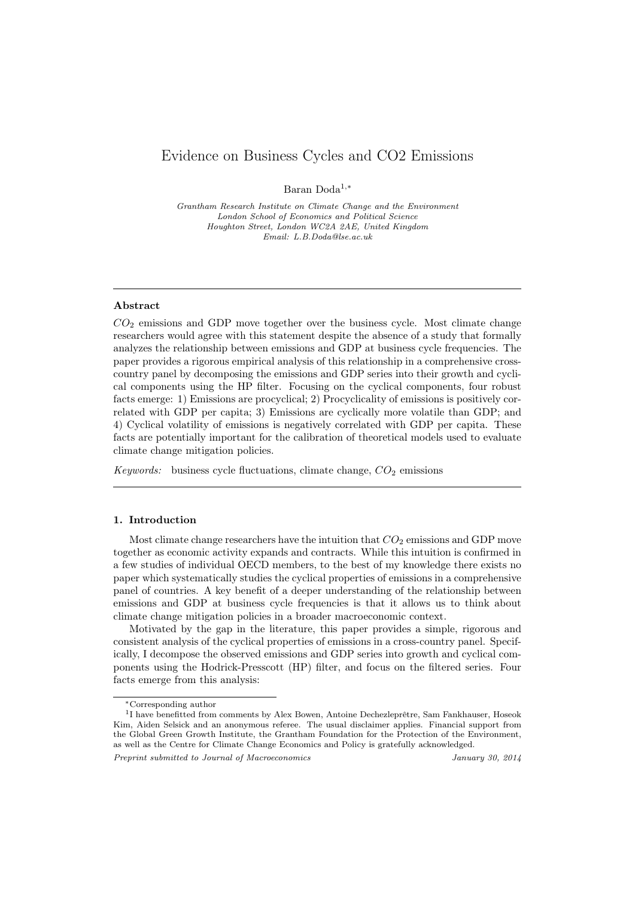# Evidence on Business Cycles and CO2 Emissions

Baran Doda[1,*]

*Grantham Research Institute on Climate Change and the Environment*
*London School of Economics and Political Science*
*Houghton Street, London WC2A 2AE, United Kingdom*
*Email: L.B.Doda@lse.ac.uk*

---

## Abstract

$CO_2$ emissions and GDP move together over the business cycle. Most climate change researchers would agree with this statement despite the absence of a study that formally analyzes the relationship between emissions and GDP at business cycle frequencies. The paper provides a rigorous empirical analysis of this relationship in a comprehensive cross-country panel by decomposing the emissions and GDP series into their growth and cyclical components using the HP filter. Focusing on the cyclical components, four robust facts emerge: 1) Emissions are procyclical; 2) Procyclicality of emissions is positively correlated with GDP per capita; 3) Emissions are cyclically more volatile than GDP; and 4) Cyclical volatility of emissions is negatively correlated with GDP per capita. These facts are potentially important for the calibration of theoretical models used to evaluate climate change mitigation policies.

*Keywords:* business cycle fluctuations, climate change, $CO_2$ emissions

---

## 1. Introduction

Most climate change researchers have the intuition that $CO_2$ emissions and GDP move together as economic activity expands and contracts. While this intuition is confirmed in a few studies of individual OECD members, to the best of my knowledge there exists no paper which systematically studies the cyclical properties of emissions in a comprehensive panel of countries. A key benefit of a deeper understanding of the relationship between emissions and GDP at business cycle frequencies is that it allows us to think about climate change mitigation policies in a broader macroeconomic context.

Motivated by the gap in the literature, this paper provides a simple, rigorous and consistent analysis of the cyclical properties of emissions in a cross-country panel. Specifically, I decompose the observed emissions and GDP series into growth and cyclical components using the Hodrick-Presscott (HP) filter, and focus on the filtered series. Four facts emerge from this analysis:

---

*Corresponding author

[1] I have benefitted from comments by Alex Bowen, Antoine Dechezleprêtre, Sam Fankhauser, Hoseok Kim, Aiden Selsick and an anonymous referee. The usual disclaimer applies. Financial support from the Global Green Growth Institute, the Grantham Foundation for the Protection of the Environment, as well as the Centre for Climate Change Economics and Policy is gratefully acknowledged.

*Preprint submitted to Journal of Macroeconomics* January 30, 2014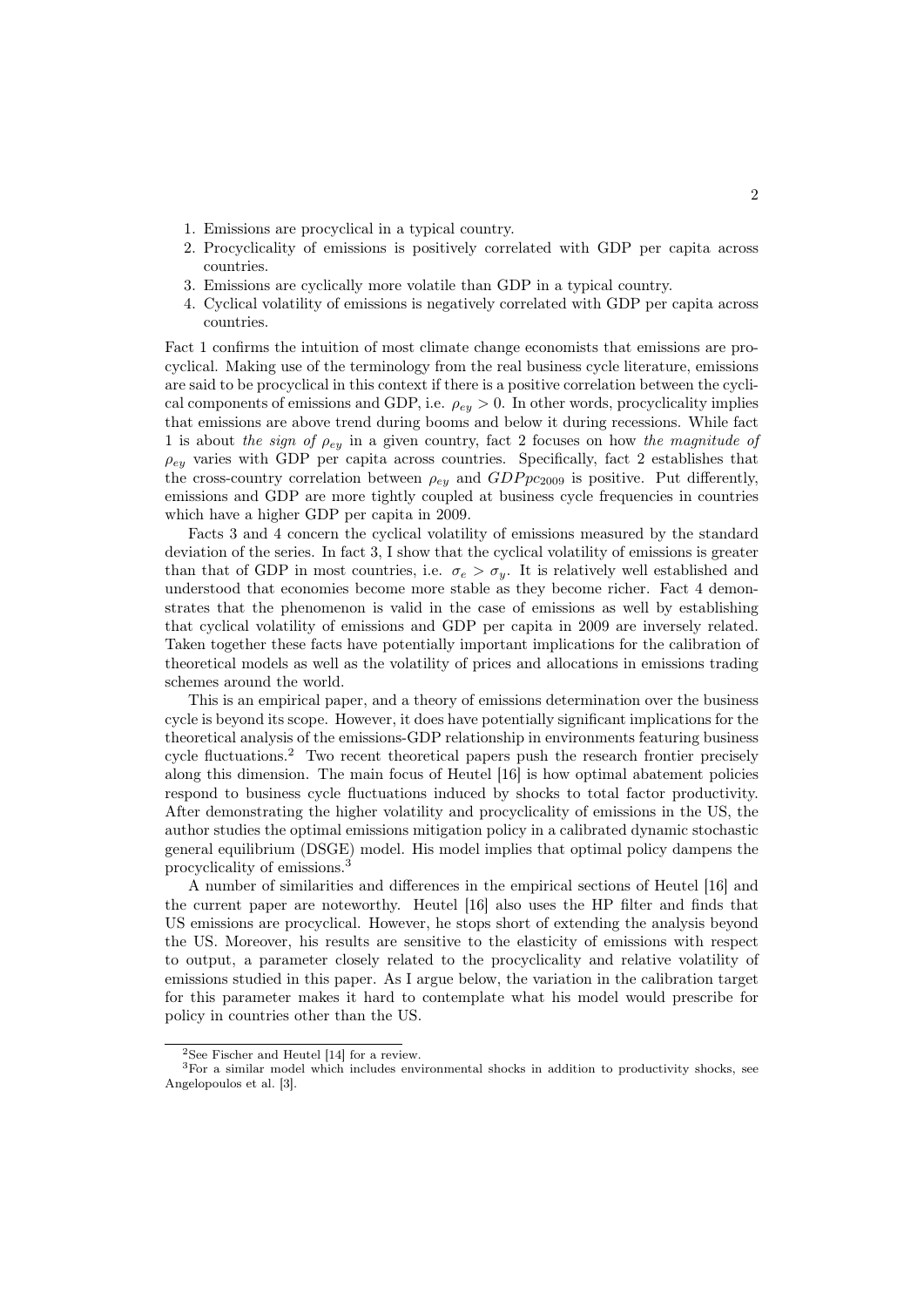1. Emissions are procyclical in a typical country.
2. Procyclicality of emissions is positively correlated with GDP per capita across countries.
3. Emissions are cyclically more volatile than GDP in a typical country.
4. Cyclical volatility of emissions is negatively correlated with GDP per capita across countries.

Fact 1 confirms the intuition of most climate change economists that emissions are procyclical. Making use of the terminology from the real business cycle literature, emissions are said to be procyclical in this context if there is a positive correlation between the cyclical components of emissions and GDP, i.e. $\rho_{ey} > 0$. In other words, procyclicality implies that emissions are above trend during booms and below it during recessions. While fact 1 is about *the sign of* $\rho_{ey}$ in a given country, fact 2 focuses on how *the magnitude of* $\rho_{ey}$ varies with GDP per capita across countries. Specifically, fact 2 establishes that the cross-country correlation between $\rho_{ey}$ and $GDPpc_{2009}$ is positive. Put differently, emissions and GDP are more tightly coupled at business cycle frequencies in countries which have a higher GDP per capita in 2009.

Facts 3 and 4 concern the cyclical volatility of emissions measured by the standard deviation of the series. In fact 3, I show that the cyclical volatility of emissions is greater than that of GDP in most countries, i.e. $\sigma_e > \sigma_y$. It is relatively well established and understood that economies become more stable as they become richer. Fact 4 demonstrates that the phenomenon is valid in the case of emissions as well by establishing that cyclical volatility of emissions and GDP per capita in 2009 are inversely related. Taken together these facts have potentially important implications for the calibration of theoretical models as well as the volatility of prices and allocations in emissions trading schemes around the world.

This is an empirical paper, and a theory of emissions determination over the business cycle is beyond its scope. However, it does have potentially significant implications for the theoretical analysis of the emissions-GDP relationship in environments featuring business cycle fluctuations.[2] Two recent theoretical papers push the research frontier precisely along this dimension. The main focus of Heutel [16] is how optimal abatement policies respond to business cycle fluctuations induced by shocks to total factor productivity. After demonstrating the higher volatility and procyclicality of emissions in the US, the author studies the optimal emissions mitigation policy in a calibrated dynamic stochastic general equilibrium (DSGE) model. His model implies that optimal policy dampens the procyclicality of emissions.[3]

A number of similarities and differences in the empirical sections of Heutel [16] and the current paper are noteworthy. Heutel [16] also uses the HP filter and finds that US emissions are procyclical. However, he stops short of extending the analysis beyond the US. Moreover, his results are sensitive to the elasticity of emissions with respect to output, a parameter closely related to the procyclicality and relative volatility of emissions studied in this paper. As I argue below, the variation in the calibration target for this parameter makes it hard to contemplate what his model would prescribe for policy in countries other than the US.

[2] See Fischer and Heutel [14] for a review.

[3] For a similar model which includes environmental shocks in addition to productivity shocks, see Angelopoulos et al. [3].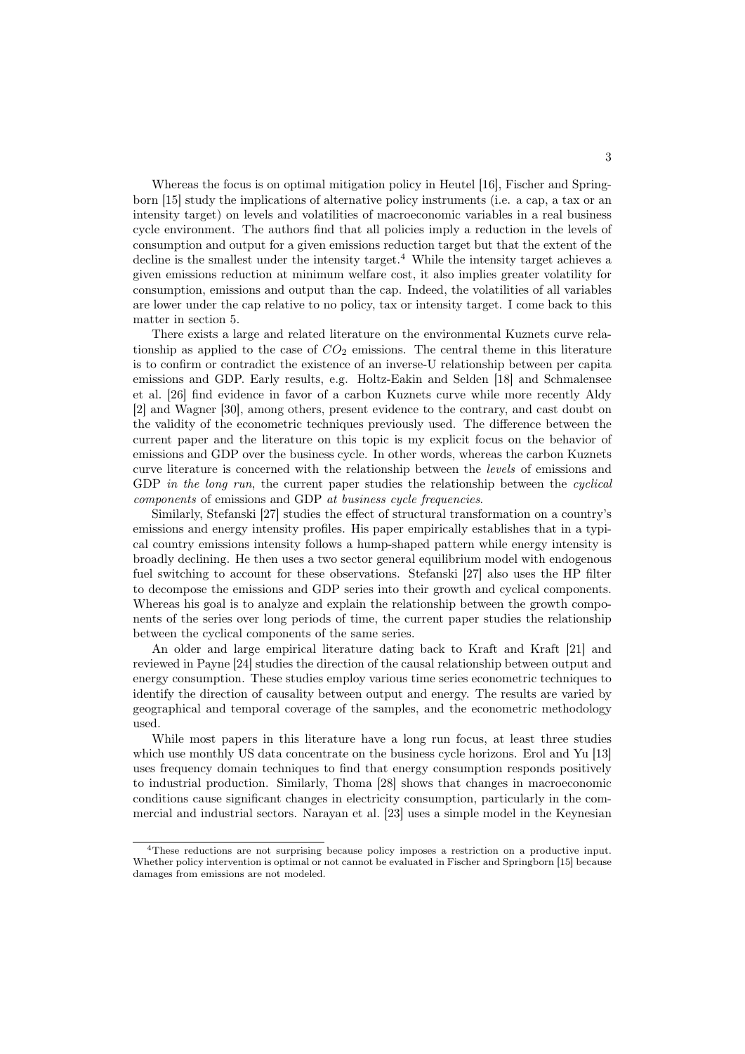Whereas the focus is on optimal mitigation policy in Heutel [16], Fischer and Springborn [15] study the implications of alternative policy instruments (i.e. a cap, a tax or an intensity target) on levels and volatilities of macroeconomic variables in a real business cycle environment. The authors find that all policies imply a reduction in the levels of consumption and output for a given emissions reduction target but that the extent of the decline is the smallest under the intensity target.[4] While the intensity target achieves a given emissions reduction at minimum welfare cost, it also implies greater volatility for consumption, emissions and output than the cap. Indeed, the volatilities of all variables are lower under the cap relative to no policy, tax or intensity target. I come back to this matter in section 5.

There exists a large and related literature on the environmental Kuznets curve relationship as applied to the case of $CO_2$ emissions. The central theme in this literature is to confirm or contradict the existence of an inverse-U relationship between per capita emissions and GDP. Early results, e.g. Holtz-Eakin and Selden [18] and Schmalensee et al. [26] find evidence in favor of a carbon Kuznets curve while more recently Aldy [2] and Wagner [30], among others, present evidence to the contrary, and cast doubt on the validity of the econometric techniques previously used. The difference between the current paper and the literature on this topic is my explicit focus on the behavior of emissions and GDP over the business cycle. In other words, whereas the carbon Kuznets curve literature is concerned with the relationship between the *levels* of emissions and GDP *in the long run*, the current paper studies the relationship between the *cyclical components* of emissions and GDP *at business cycle frequencies*.

Similarly, Stefanski [27] studies the effect of structural transformation on a country's emissions and energy intensity profiles. His paper empirically establishes that in a typical country emissions intensity follows a hump-shaped pattern while energy intensity is broadly declining. He then uses a two sector general equilibrium model with endogenous fuel switching to account for these observations. Stefanski [27] also uses the HP filter to decompose the emissions and GDP series into their growth and cyclical components. Whereas his goal is to analyze and explain the relationship between the growth components of the series over long periods of time, the current paper studies the relationship between the cyclical components of the same series.

An older and large empirical literature dating back to Kraft and Kraft [21] and reviewed in Payne [24] studies the direction of the causal relationship between output and energy consumption. These studies employ various time series econometric techniques to identify the direction of causality between output and energy. The results are varied by geographical and temporal coverage of the samples, and the econometric methodology used.

While most papers in this literature have a long run focus, at least three studies which use monthly US data concentrate on the business cycle horizons. Erol and Yu [13] uses frequency domain techniques to find that energy consumption responds positively to industrial production. Similarly, Thoma [28] shows that changes in macroeconomic conditions cause significant changes in electricity consumption, particularly in the commercial and industrial sectors. Narayan et al. [23] uses a simple model in the Keynesian

[4] These reductions are not surprising because policy imposes a restriction on a productive input. Whether policy intervention is optimal or not cannot be evaluated in Fischer and Springborn [15] because damages from emissions are not modeled.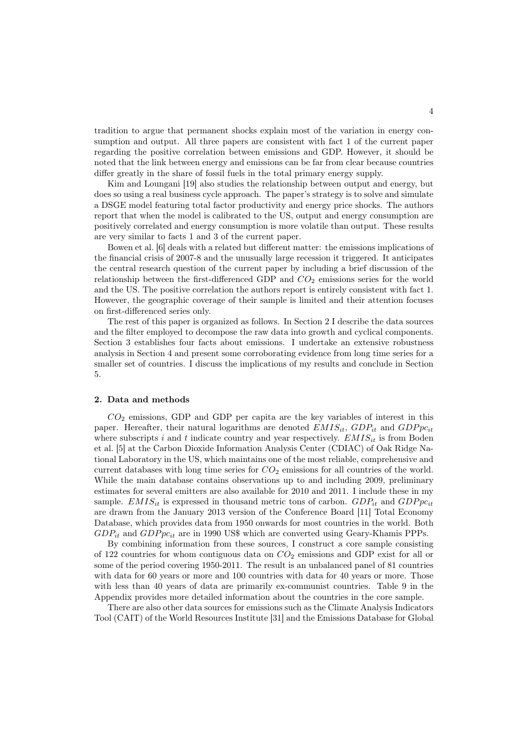tradition to argue that permanent shocks explain most of the variation in energy consumption and output. All three papers are consistent with fact 1 of the current paper regarding the positive correlation between emissions and GDP. However, it should be noted that the link between energy and emissions can be far from clear because countries differ greatly in the share of fossil fuels in the total primary energy supply.

Kim and Loungani [19] also studies the relationship between output and energy, but does so using a real business cycle approach. The paper's strategy is to solve and simulate a DSGE model featuring total factor productivity and energy price shocks. The authors report that when the model is calibrated to the US, output and energy consumption are positively correlated and energy consumption is more volatile than output. These results are very similar to facts 1 and 3 of the current paper.

Bowen et al. [6] deals with a related but different matter: the emissions implications of the financial crisis of 2007-8 and the unusually large recession it triggered. It anticipates the central research question of the current paper by including a brief discussion of the relationship between the first-differenced GDP and $CO_2$ emissions series for the world and the US. The positive correlation the authors report is entirely consistent with fact 1. However, the geographic coverage of their sample is limited and their attention focuses on first-differenced series only.

The rest of this paper is organized as follows. In Section 2 I describe the data sources and the filter employed to decompose the raw data into growth and cyclical components. Section 3 establishes four facts about emissions. I undertake an extensive robustness analysis in Section 4 and present some corroborating evidence from long time series for a smaller set of countries. I discuss the implications of my results and conclude in Section 5.

## 2. Data and methods

$CO_2$ emissions, GDP and GDP per capita are the key variables of interest in this paper. Hereafter, their natural logarithms are denoted $EMIS_{it}$, $GDP_{it}$ and $GDPpc_{it}$ where subscripts $i$ and $t$ indicate country and year respectively. $EMIS_{it}$ is from Boden et al. [5] at the Carbon Dioxide Information Analysis Center (CDIAC) of Oak Ridge National Laboratory in the US, which maintains one of the most reliable, comprehensive and current databases with long time series for $CO_2$ emissions for all countries of the world. While the main database contains observations up to and including 2009, preliminary estimates for several emitters are also available for 2010 and 2011. I include these in my sample. $EMIS_{it}$ is expressed in thousand metric tons of carbon. $GDP_{it}$ and $GDPpc_{it}$ are drawn from the January 2013 version of the Conference Board [11] Total Economy Database, which provides data from 1950 onwards for most countries in the world. Both $GDP_{it}$ and $GDPpc_{it}$ are in 1990 US$ which are converted using Geary-Khamis PPPs.

By combining information from these sources, I construct a core sample consisting of 122 countries for whom contiguous data on $CO_2$ emissions and GDP exist for all or some of the period covering 1950-2011. The result is an unbalanced panel of 81 countries with data for 60 years or more and 100 countries with data for 40 years or more. Those with less than 40 years of data are primarily ex-communist countries. Table 9 in the Appendix provides more detailed information about the countries in the core sample.

There are also other data sources for emissions such as the Climate Analysis Indicators Tool (CAIT) of the World Resources Institute [31] and the Emissions Database for Global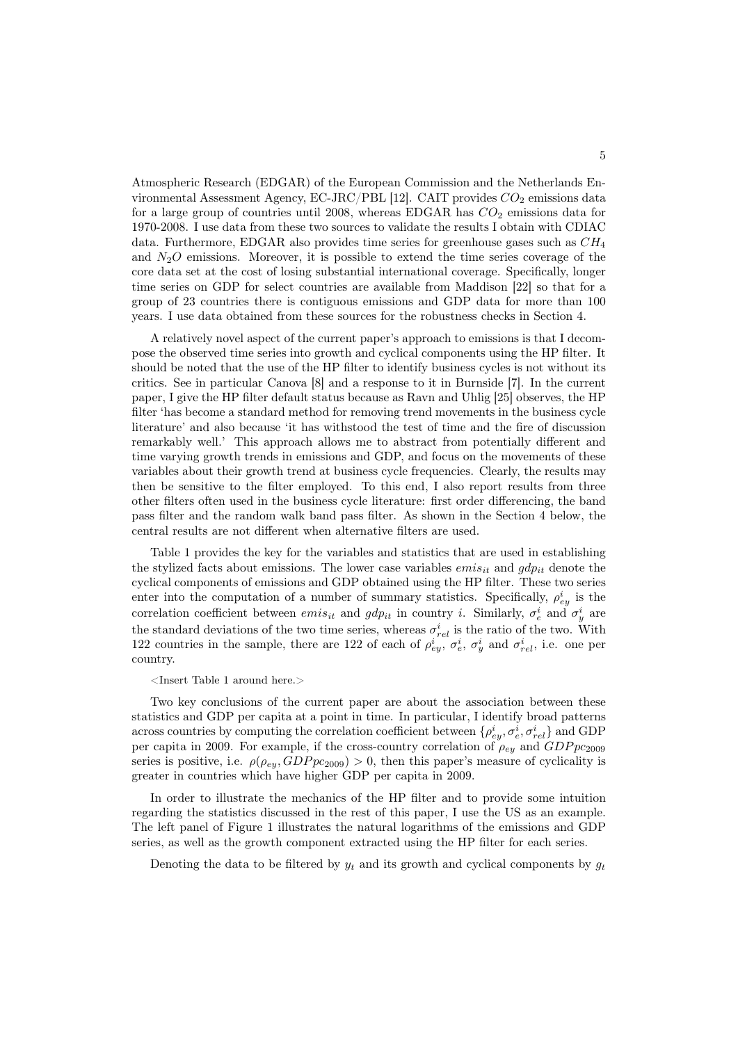Atmospheric Research (EDGAR) of the European Commission and the Netherlands Environmental Assessment Agency, EC-JRC/PBL [12]. CAIT provides $CO_2$ emissions data for a large group of countries until 2008, whereas EDGAR has $CO_2$ emissions data for 1970-2008. I use data from these two sources to validate the results I obtain with CDIAC data. Furthermore, EDGAR also provides time series for greenhouse gases such as $CH_4$ and $N_2O$ emissions. Moreover, it is possible to extend the time series coverage of the core data set at the cost of losing substantial international coverage. Specifically, longer time series on GDP for select countries are available from Maddison [22] so that for a group of 23 countries there is contiguous emissions and GDP data for more than 100 years. I use data obtained from these sources for the robustness checks in Section 4.

A relatively novel aspect of the current paper's approach to emissions is that I decompose the observed time series into growth and cyclical components using the HP filter. It should be noted that the use of the HP filter to identify business cycles is not without its critics. See in particular Canova [8] and a response to it in Burnside [7]. In the current paper, I give the HP filter default status because as Ravn and Uhlig [25] observes, the HP filter 'has become a standard method for removing trend movements in the business cycle literature' and also because 'it has withstood the test of time and the fire of discussion remarkably well.' This approach allows me to abstract from potentially different and time varying growth trends in emissions and GDP, and focus on the movements of these variables about their growth trend at business cycle frequencies. Clearly, the results may then be sensitive to the filter employed. To this end, I also report results from three other filters often used in the business cycle literature: first order differencing, the band pass filter and the random walk band pass filter. As shown in the Section 4 below, the central results are not different when alternative filters are used.

Table 1 provides the key for the variables and statistics that are used in establishing the stylized facts about emissions. The lower case variables $emis_{it}$ and $gdp_{it}$ denote the cyclical components of emissions and GDP obtained using the HP filter. These two series enter into the computation of a number of summary statistics. Specifically, $\rho^i_{ey}$ is the correlation coefficient between $emis_{it}$ and $gdp_{it}$ in country $i$. Similarly, $\sigma^i_e$ and $\sigma^i_y$ are the standard deviations of the two time series, whereas $\sigma^i_{rel}$ is the ratio of the two. With 122 countries in the sample, there are 122 of each of $\rho^i_{ey}$, $\sigma^i_e$, $\sigma^i_y$ and $\sigma^i_{rel}$, i.e. one per country.

<Insert Table 1 around here.>

Two key conclusions of the current paper are about the association between these statistics and GDP per capita at a point in time. In particular, I identify broad patterns across countries by computing the correlation coefficient between $\{\rho^i_{ey}, \sigma^i_e, \sigma^i_{rel}\}$ and GDP per capita in 2009. For example, if the cross-country correlation of $\rho_{ey}$ and $GDPpc_{2009}$ series is positive, i.e. $\rho(\rho_{ey}, GDPpc_{2009}) > 0$, then this paper's measure of cyclicality is greater in countries which have higher GDP per capita in 2009.

In order to illustrate the mechanics of the HP filter and to provide some intuition regarding the statistics discussed in the rest of this paper, I use the US as an example. The left panel of Figure 1 illustrates the natural logarithms of the emissions and GDP series, as well as the growth component extracted using the HP filter for each series.

Denoting the data to be filtered by $y_t$ and its growth and cyclical components by $g_t$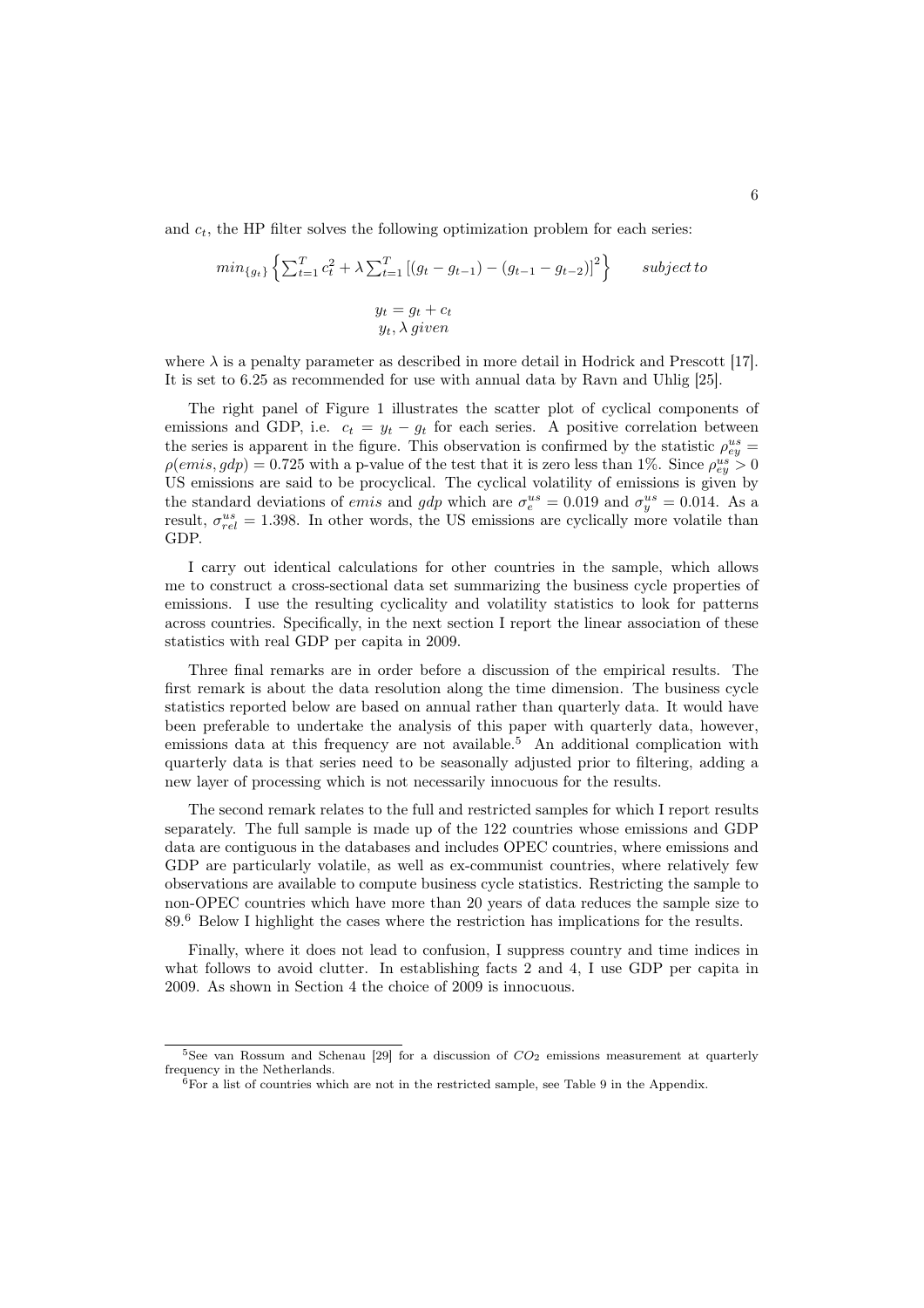and $c_t$, the HP filter solves the following optimization problem for each series:

$$min_{\{g_t\}} \left\{ \sum_{t=1}^{T} c_t^2 + \lambda \sum_{t=1}^{T} \left[ (g_t - g_{t-1}) - (g_{t-1} - g_{t-2}) \right]^2 \right\} \qquad subject\, to$$

$$y_t = g_t + c_t$$
$$y_t, \lambda\, given$$

where $\lambda$ is a penalty parameter as described in more detail in Hodrick and Prescott [17]. It is set to 6.25 as recommended for use with annual data by Ravn and Uhlig [25].

The right panel of Figure 1 illustrates the scatter plot of cyclical components of emissions and GDP, i.e. $c_t = y_t - g_t$ for each series. A positive correlation between the series is apparent in the figure. This observation is confirmed by the statistic $\rho_{ey}^{us} = \rho(emis, gdp) = 0.725$ with a p-value of the test that it is zero less than 1%. Since $\rho_{ey}^{us} > 0$ US emissions are said to be procyclical. The cyclical volatility of emissions is given by the standard deviations of $emis$ and $gdp$ which are $\sigma_e^{us} = 0.019$ and $\sigma_y^{us} = 0.014$. As a result, $\sigma_{rel}^{us} = 1.398$. In other words, the US emissions are cyclically more volatile than GDP.

I carry out identical calculations for other countries in the sample, which allows me to construct a cross-sectional data set summarizing the business cycle properties of emissions. I use the resulting cyclicality and volatility statistics to look for patterns across countries. Specifically, in the next section I report the linear association of these statistics with real GDP per capita in 2009.

Three final remarks are in order before a discussion of the empirical results. The first remark is about the data resolution along the time dimension. The business cycle statistics reported below are based on annual rather than quarterly data. It would have been preferable to undertake the analysis of this paper with quarterly data, however, emissions data at this frequency are not available.[5] An additional complication with quarterly data is that series need to be seasonally adjusted prior to filtering, adding a new layer of processing which is not necessarily innocuous for the results.

The second remark relates to the full and restricted samples for which I report results separately. The full sample is made up of the 122 countries whose emissions and GDP data are contiguous in the databases and includes OPEC countries, where emissions and GDP are particularly volatile, as well as ex-communist countries, where relatively few observations are available to compute business cycle statistics. Restricting the sample to non-OPEC countries which have more than 20 years of data reduces the sample size to 89.[6] Below I highlight the cases where the restriction has implications for the results.

Finally, where it does not lead to confusion, I suppress country and time indices in what follows to avoid clutter. In establishing facts 2 and 4, I use GDP per capita in 2009. As shown in Section 4 the choice of 2009 is innocuous.

[5] See van Rossum and Schenau [29] for a discussion of $CO_2$ emissions measurement at quarterly frequency in the Netherlands.

[6] For a list of countries which are not in the restricted sample, see Table 9 in the Appendix.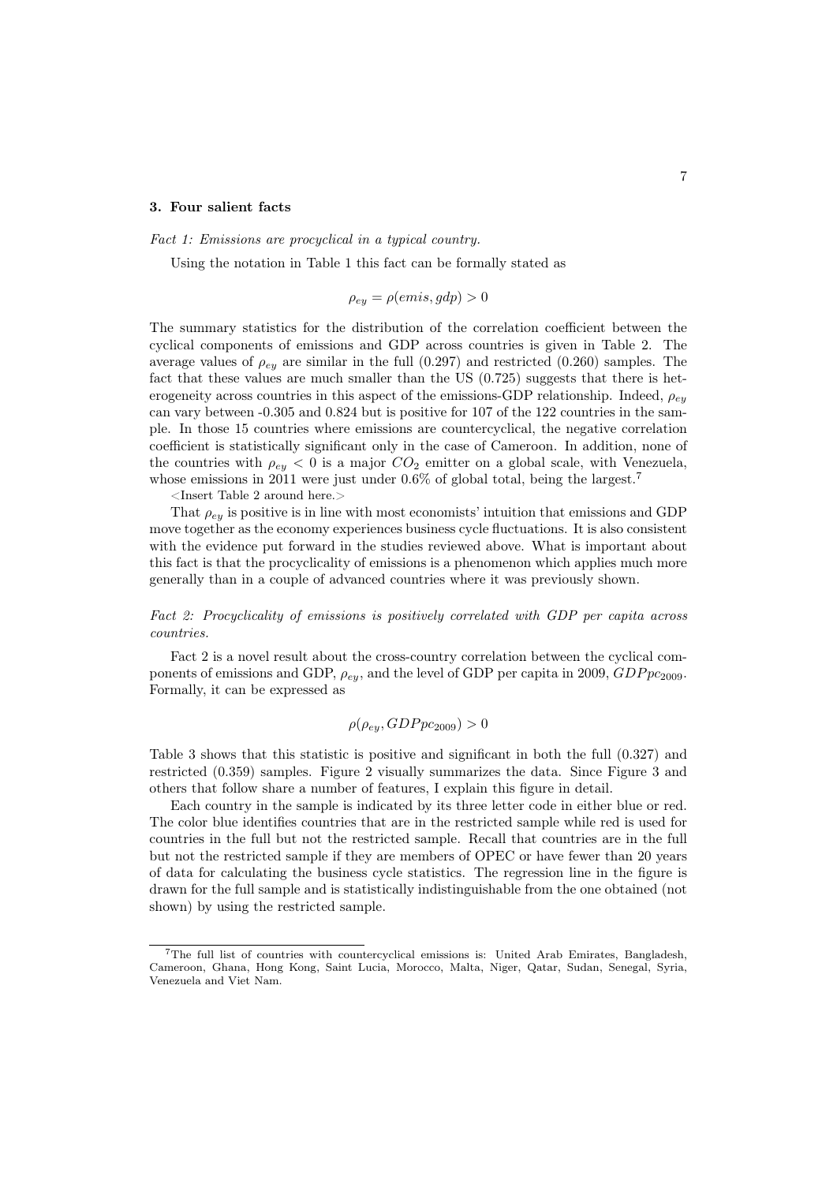## 3. Four salient facts

*Fact 1: Emissions are procyclical in a typical country.*

Using the notation in Table 1 this fact can be formally stated as

$$\rho_{ey} = \rho(emis, gdp) > 0$$

The summary statistics for the distribution of the correlation coefficient between the cyclical components of emissions and GDP across countries is given in Table 2. The average values of $\rho_{ey}$ are similar in the full (0.297) and restricted (0.260) samples. The fact that these values are much smaller than the US (0.725) suggests that there is heterogeneity across countries in this aspect of the emissions-GDP relationship. Indeed, $\rho_{ey}$ can vary between -0.305 and 0.824 but is positive for 107 of the 122 countries in the sample. In those 15 countries where emissions are countercyclical, the negative correlation coefficient is statistically significant only in the case of Cameroon. In addition, none of the countries with $\rho_{ey} < 0$ is a major $CO_2$ emitter on a global scale, with Venezuela, whose emissions in 2011 were just under 0.6% of global total, being the largest.[7]

<Insert Table 2 around here.>

That $\rho_{ey}$ is positive is in line with most economists' intuition that emissions and GDP move together as the economy experiences business cycle fluctuations. It is also consistent with the evidence put forward in the studies reviewed above. What is important about this fact is that the procyclicality of emissions is a phenomenon which applies much more generally than in a couple of advanced countries where it was previously shown.

*Fact 2: Procyclicality of emissions is positively correlated with GDP per capita across countries.*

Fact 2 is a novel result about the cross-country correlation between the cyclical components of emissions and GDP, $\rho_{ey}$, and the level of GDP per capita in 2009, $GDPpc_{2009}$. Formally, it can be expressed as

$$\rho(\rho_{ey}, GDPpc_{2009}) > 0$$

Table 3 shows that this statistic is positive and significant in both the full (0.327) and restricted (0.359) samples. Figure 2 visually summarizes the data. Since Figure 3 and others that follow share a number of features, I explain this figure in detail.

Each country in the sample is indicated by its three letter code in either blue or red. The color blue identifies countries that are in the restricted sample while red is used for countries in the full but not the restricted sample. Recall that countries are in the full but not the restricted sample if they are members of OPEC or have fewer than 20 years of data for calculating the business cycle statistics. The regression line in the figure is drawn for the full sample and is statistically indistinguishable from the one obtained (not shown) by using the restricted sample.

---

[7] The full list of countries with countercyclical emissions is: United Arab Emirates, Bangladesh, Cameroon, Ghana, Hong Kong, Saint Lucia, Morocco, Malta, Niger, Qatar, Sudan, Senegal, Syria, Venezuela and Viet Nam.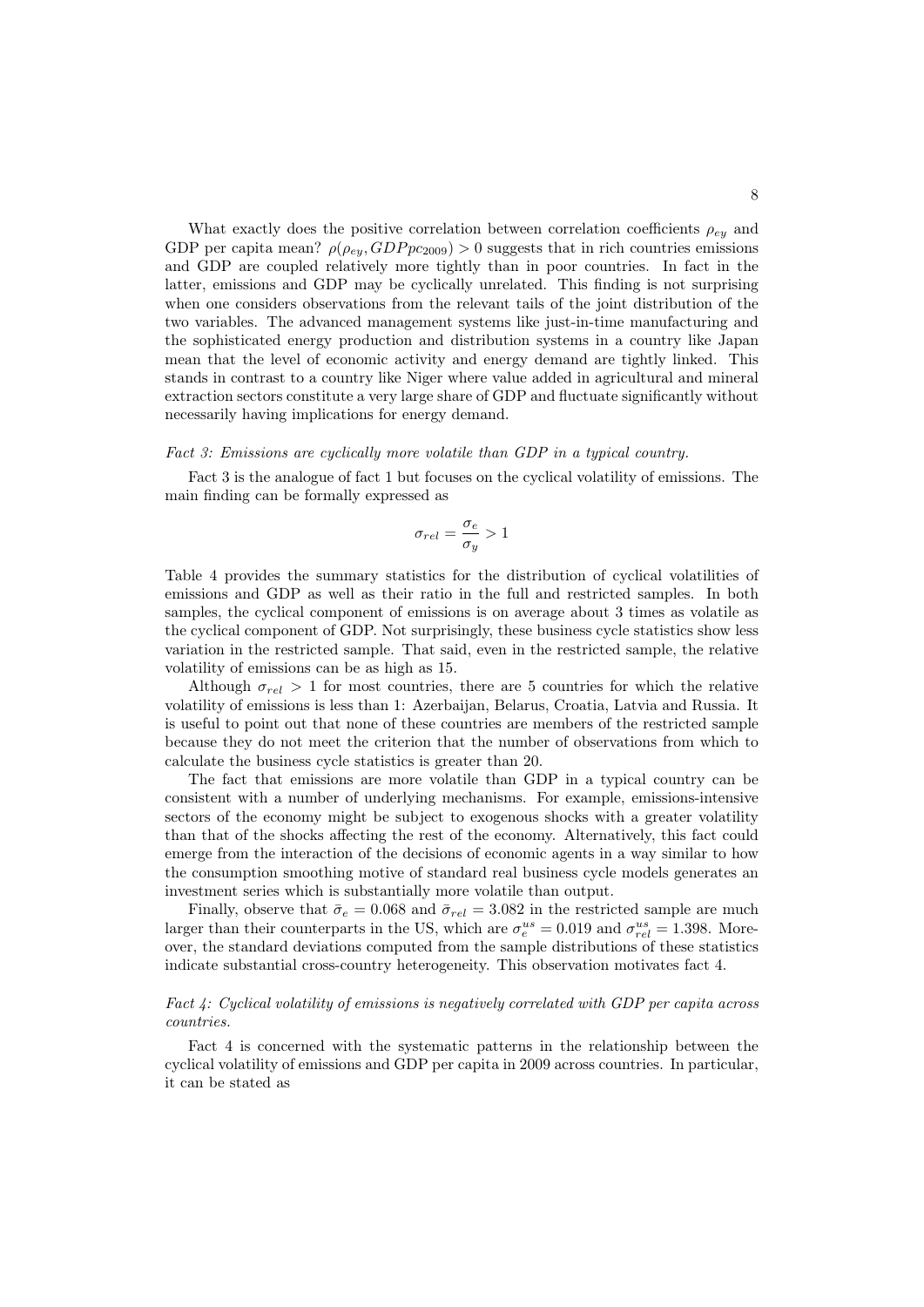What exactly does the positive correlation between correlation coefficients $\rho_{ey}$ and GDP per capita mean? $\rho(\rho_{ey}, GDPpc_{2009}) > 0$ suggests that in rich countries emissions and GDP are coupled relatively more tightly than in poor countries. In fact in the latter, emissions and GDP may be cyclically unrelated. This finding is not surprising when one considers observations from the relevant tails of the joint distribution of the two variables. The advanced management systems like just-in-time manufacturing and the sophisticated energy production and distribution systems in a country like Japan mean that the level of economic activity and energy demand are tightly linked. This stands in contrast to a country like Niger where value added in agricultural and mineral extraction sectors constitute a very large share of GDP and fluctuate significantly without necessarily having implications for energy demand.

*Fact 3: Emissions are cyclically more volatile than GDP in a typical country.*

Fact 3 is the analogue of fact 1 but focuses on the cyclical volatility of emissions. The main finding can be formally expressed as

$$\sigma_{rel} = \frac{\sigma_e}{\sigma_y} > 1$$

Table 4 provides the summary statistics for the distribution of cyclical volatilities of emissions and GDP as well as their ratio in the full and restricted samples. In both samples, the cyclical component of emissions is on average about 3 times as volatile as the cyclical component of GDP. Not surprisingly, these business cycle statistics show less variation in the restricted sample. That said, even in the restricted sample, the relative volatility of emissions can be as high as 15.

Although $\sigma_{rel} > 1$ for most countries, there are 5 countries for which the relative volatility of emissions is less than 1: Azerbaijan, Belarus, Croatia, Latvia and Russia. It is useful to point out that none of these countries are members of the restricted sample because they do not meet the criterion that the number of observations from which to calculate the business cycle statistics is greater than 20.

The fact that emissions are more volatile than GDP in a typical country can be consistent with a number of underlying mechanisms. For example, emissions-intensive sectors of the economy might be subject to exogenous shocks with a greater volatility than that of the shocks affecting the rest of the economy. Alternatively, this fact could emerge from the interaction of the decisions of economic agents in a way similar to how the consumption smoothing motive of standard real business cycle models generates an investment series which is substantially more volatile than output.

Finally, observe that $\bar{\sigma}_e = 0.068$ and $\bar{\sigma}_{rel} = 3.082$ in the restricted sample are much larger than their counterparts in the US, which are $\sigma_e^{us} = 0.019$ and $\sigma_{rel}^{us} = 1.398$. Moreover, the standard deviations computed from the sample distributions of these statistics indicate substantial cross-country heterogeneity. This observation motivates fact 4.

*Fact 4: Cyclical volatility of emissions is negatively correlated with GDP per capita across countries.*

Fact 4 is concerned with the systematic patterns in the relationship between the cyclical volatility of emissions and GDP per capita in 2009 across countries. In particular, it can be stated as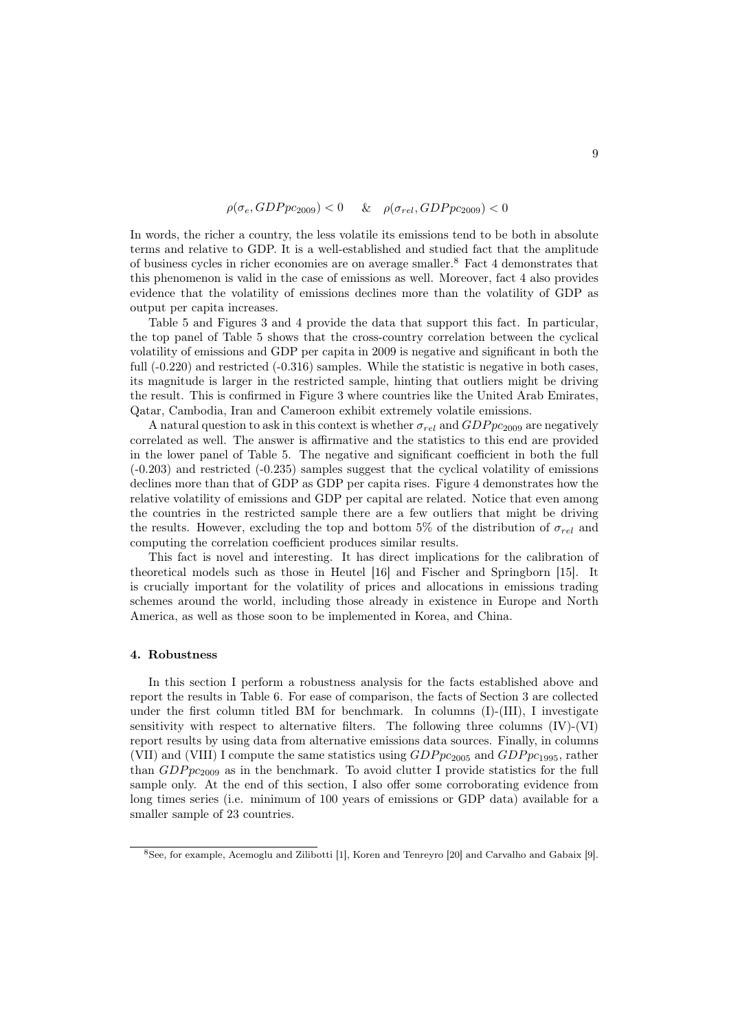$$\rho(\sigma_e, GDPpc_{2009}) < 0 \quad \& \quad \rho(\sigma_{rel}, GDPpc_{2009}) < 0$$

In words, the richer a country, the less volatile its emissions tend to be both in absolute terms and relative to GDP. It is a well-established and studied fact that the amplitude of business cycles in richer economies are on average smaller.[8] Fact 4 demonstrates that this phenomenon is valid in the case of emissions as well. Moreover, fact 4 also provides evidence that the volatility of emissions declines more than the volatility of GDP as output per capita increases.

Table 5 and Figures 3 and 4 provide the data that support this fact. In particular, the top panel of Table 5 shows that the cross-country correlation between the cyclical volatility of emissions and GDP per capita in 2009 is negative and significant in both the full (-0.220) and restricted (-0.316) samples. While the statistic is negative in both cases, its magnitude is larger in the restricted sample, hinting that outliers might be driving the result. This is confirmed in Figure 3 where countries like the United Arab Emirates, Qatar, Cambodia, Iran and Cameroon exhibit extremely volatile emissions.

A natural question to ask in this context is whether $\sigma_{rel}$ and $GDPpc_{2009}$ are negatively correlated as well. The answer is affirmative and the statistics to this end are provided in the lower panel of Table 5. The negative and significant coefficient in both the full (-0.203) and restricted (-0.235) samples suggest that the cyclical volatility of emissions declines more than that of GDP as GDP per capita rises. Figure 4 demonstrates how the relative volatility of emissions and GDP per capital are related. Notice that even among the countries in the restricted sample there are a few outliers that might be driving the results. However, excluding the top and bottom 5% of the distribution of $\sigma_{rel}$ and computing the correlation coefficient produces similar results.

This fact is novel and interesting. It has direct implications for the calibration of theoretical models such as those in Heutel [16] and Fischer and Springborn [15]. It is crucially important for the volatility of prices and allocations in emissions trading schemes around the world, including those already in existence in Europe and North America, as well as those soon to be implemented in Korea, and China.

### 4. Robustness

In this section I perform a robustness analysis for the facts established above and report the results in Table 6. For ease of comparison, the facts of Section 3 are collected under the first column titled BM for benchmark. In columns (I)-(III), I investigate sensitivity with respect to alternative filters. The following three columns (IV)-(VI) report results by using data from alternative emissions data sources. Finally, in columns (VII) and (VIII) I compute the same statistics using $GDPpc_{2005}$ and $GDPpc_{1995}$, rather than $GDPpc_{2009}$ as in the benchmark. To avoid clutter I provide statistics for the full sample only. At the end of this section, I also offer some corroborating evidence from long times series (i.e. minimum of 100 years of emissions or GDP data) available for a smaller sample of 23 countries.

[8] See, for example, Acemoglu and Zilibotti [1], Koren and Tenreyro [20] and Carvalho and Gabaix [9].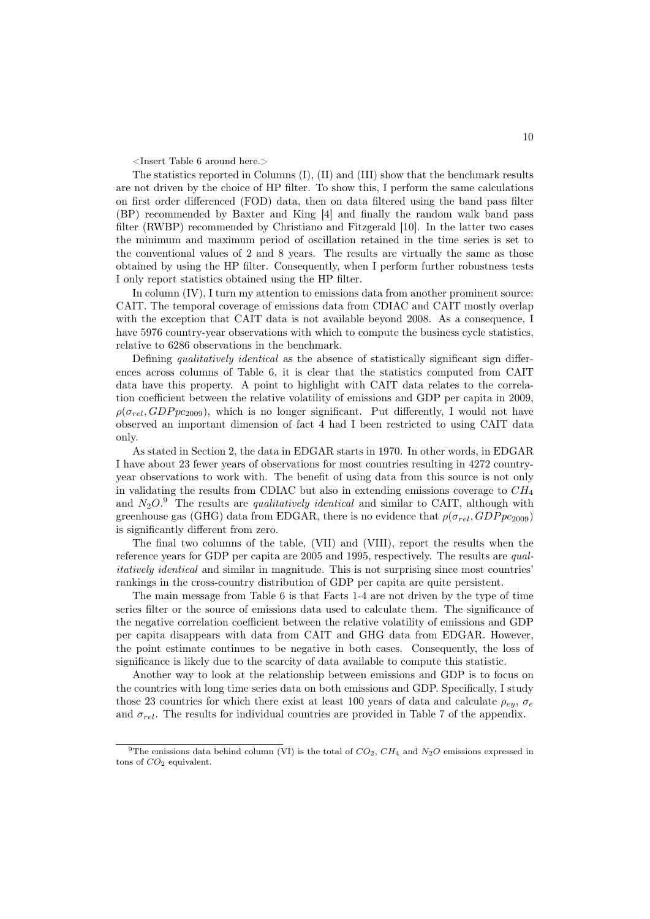<Insert Table 6 around here.>

The statistics reported in Columns (I), (II) and (III) show that the benchmark results are not driven by the choice of HP filter. To show this, I perform the same calculations on first order differenced (FOD) data, then on data filtered using the band pass filter (BP) recommended by Baxter and King [4] and finally the random walk band pass filter (RWBP) recommended by Christiano and Fitzgerald [10]. In the latter two cases the minimum and maximum period of oscillation retained in the time series is set to the conventional values of 2 and 8 years. The results are virtually the same as those obtained by using the HP filter. Consequently, when I perform further robustness tests I only report statistics obtained using the HP filter.

In column (IV), I turn my attention to emissions data from another prominent source: CAIT. The temporal coverage of emissions data from CDIAC and CAIT mostly overlap with the exception that CAIT data is not available beyond 2008. As a consequence, I have 5976 country-year observations with which to compute the business cycle statistics, relative to 6286 observations in the benchmark.

Defining *qualitatively identical* as the absence of statistically significant sign differences across columns of Table 6, it is clear that the statistics computed from CAIT data have this property. A point to highlight with CAIT data relates to the correlation coefficient between the relative volatility of emissions and GDP per capita in 2009, $\rho(\sigma_{rel}, GDPpc_{2009})$, which is no longer significant. Put differently, I would not have observed an important dimension of fact 4 had I been restricted to using CAIT data only.

As stated in Section 2, the data in EDGAR starts in 1970. In other words, in EDGAR I have about 23 fewer years of observations for most countries resulting in 4272 country-year observations to work with. The benefit of using data from this source is not only in validating the results from CDIAC but also in extending emissions coverage to $CH_4$ and $N_2O$.[9] The results are *qualitatively identical* and similar to CAIT, although with greenhouse gas (GHG) data from EDGAR, there is no evidence that $\rho(\sigma_{rel}, GDPpc_{2009})$ is significantly different from zero.

The final two columns of the table, (VII) and (VIII), report the results when the reference years for GDP per capita are 2005 and 1995, respectively. The results are *qualitatively identical* and similar in magnitude. This is not surprising since most countries' rankings in the cross-country distribution of GDP per capita are quite persistent.

The main message from Table 6 is that Facts 1-4 are not driven by the type of time series filter or the source of emissions data used to calculate them. The significance of the negative correlation coefficient between the relative volatility of emissions and GDP per capita disappears with data from CAIT and GHG data from EDGAR. However, the point estimate continues to be negative in both cases. Consequently, the loss of significance is likely due to the scarcity of data available to compute this statistic.

Another way to look at the relationship between emissions and GDP is to focus on the countries with long time series data on both emissions and GDP. Specifically, I study those 23 countries for which there exist at least 100 years of data and calculate $\rho_{ey}$, $\sigma_e$ and $\sigma_{rel}$. The results for individual countries are provided in Table 7 of the appendix.

---

[9] The emissions data behind column (VI) is the total of $CO_2$, $CH_4$ and $N_2O$ emissions expressed in tons of $CO_2$ equivalent.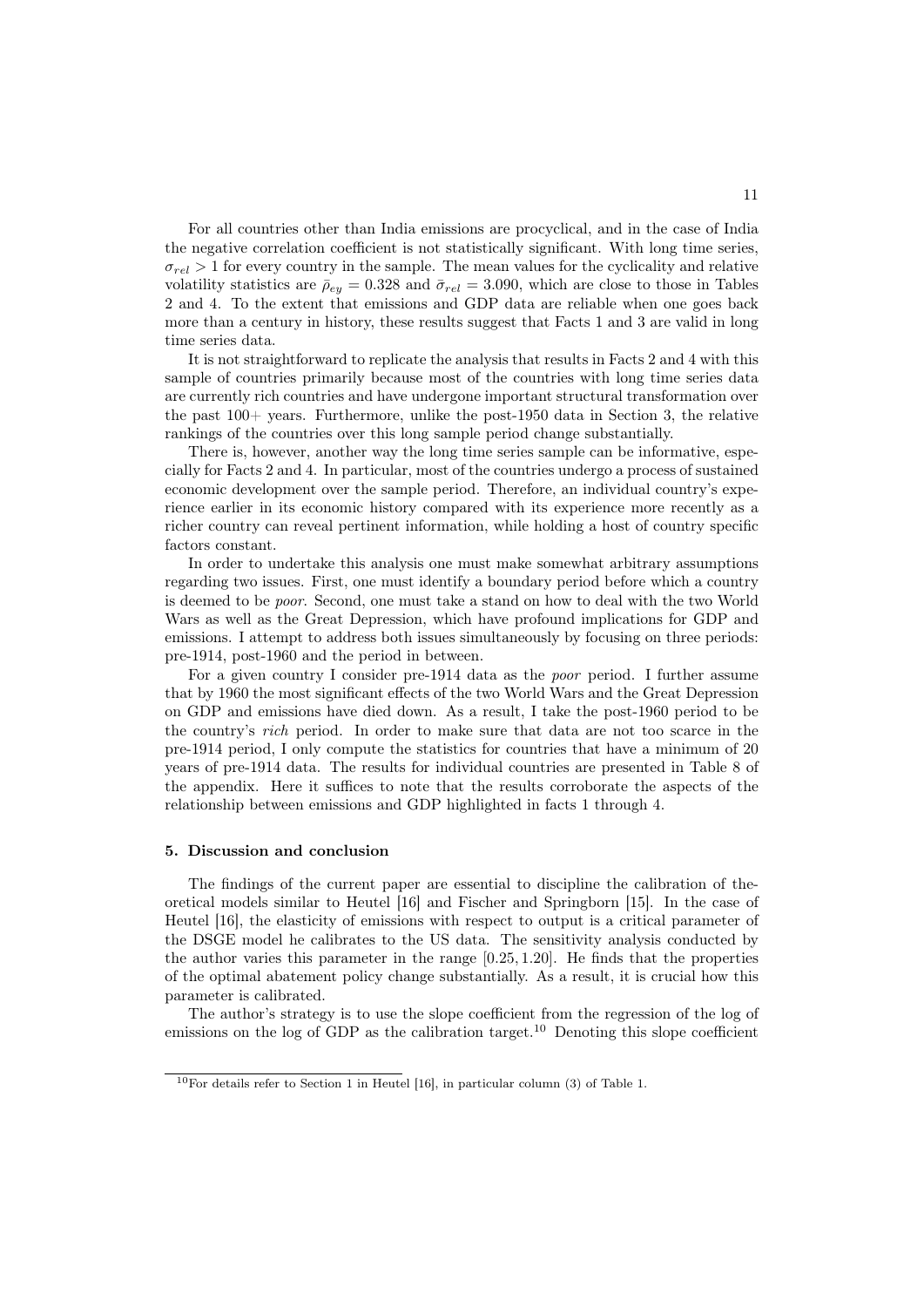For all countries other than India emissions are procyclical, and in the case of India the negative correlation coefficient is not statistically significant. With long time series, $\sigma_{rel} > 1$ for every country in the sample. The mean values for the cyclicality and relative volatility statistics are $\bar{\rho}_{ey} = 0.328$ and $\bar{\sigma}_{rel} = 3.090$, which are close to those in Tables 2 and 4. To the extent that emissions and GDP data are reliable when one goes back more than a century in history, these results suggest that Facts 1 and 3 are valid in long time series data.

It is not straightforward to replicate the analysis that results in Facts 2 and 4 with this sample of countries primarily because most of the countries with long time series data are currently rich countries and have undergone important structural transformation over the past 100+ years. Furthermore, unlike the post-1950 data in Section 3, the relative rankings of the countries over this long sample period change substantially.

There is, however, another way the long time series sample can be informative, especially for Facts 2 and 4. In particular, most of the countries undergo a process of sustained economic development over the sample period. Therefore, an individual country's experience earlier in its economic history compared with its experience more recently as a richer country can reveal pertinent information, while holding a host of country specific factors constant.

In order to undertake this analysis one must make somewhat arbitrary assumptions regarding two issues. First, one must identify a boundary period before which a country is deemed to be *poor*. Second, one must take a stand on how to deal with the two World Wars as well as the Great Depression, which have profound implications for GDP and emissions. I attempt to address both issues simultaneously by focusing on three periods: pre-1914, post-1960 and the period in between.

For a given country I consider pre-1914 data as the *poor* period. I further assume that by 1960 the most significant effects of the two World Wars and the Great Depression on GDP and emissions have died down. As a result, I take the post-1960 period to be the country's *rich* period. In order to make sure that data are not too scarce in the pre-1914 period, I only compute the statistics for countries that have a minimum of 20 years of pre-1914 data. The results for individual countries are presented in Table 8 of the appendix. Here it suffices to note that the results corroborate the aspects of the relationship between emissions and GDP highlighted in facts 1 through 4.

### 5. Discussion and conclusion

The findings of the current paper are essential to discipline the calibration of theoretical models similar to Heutel [16] and Fischer and Springborn [15]. In the case of Heutel [16], the elasticity of emissions with respect to output is a critical parameter of the DSGE model he calibrates to the US data. The sensitivity analysis conducted by the author varies this parameter in the range $[0.25, 1.20]$. He finds that the properties of the optimal abatement policy change substantially. As a result, it is crucial how this parameter is calibrated.

The author's strategy is to use the slope coefficient from the regression of the log of emissions on the log of GDP as the calibration target.[10] Denoting this slope coefficient

[10] For details refer to Section 1 in Heutel [16], in particular column (3) of Table 1.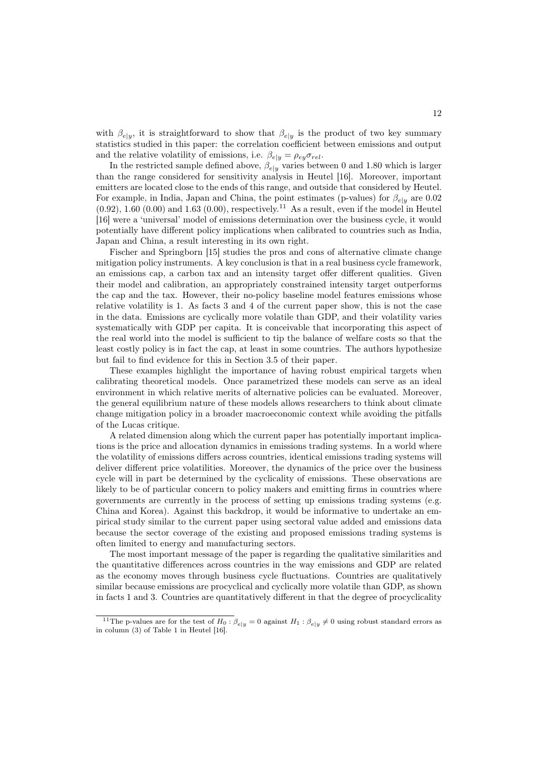with $\beta_{e|y}$, it is straightforward to show that $\beta_{e|y}$ is the product of two key summary statistics studied in this paper: the correlation coefficient between emissions and output and the relative volatility of emissions, i.e. $\beta_{e|y} = \rho_{ey}\sigma_{rel}$.

In the restricted sample defined above, $\beta_{e|y}$ varies between 0 and 1.80 which is larger than the range considered for sensitivity analysis in Heutel [16]. Moreover, important emitters are located close to the ends of this range, and outside that considered by Heutel. For example, in India, Japan and China, the point estimates (p-values) for $\beta_{e|y}$ are 0.02 (0.92), 1.60 (0.00) and 1.63 (0.00), respectively.[11] As a result, even if the model in Heutel [16] were a 'universal' model of emissions determination over the business cycle, it would potentially have different policy implications when calibrated to countries such as India, Japan and China, a result interesting in its own right.

Fischer and Springborn [15] studies the pros and cons of alternative climate change mitigation policy instruments. A key conclusion is that in a real business cycle framework, an emissions cap, a carbon tax and an intensity target offer different qualities. Given their model and calibration, an appropriately constrained intensity target outperforms the cap and the tax. However, their no-policy baseline model features emissions whose relative volatility is 1. As facts 3 and 4 of the current paper show, this is not the case in the data. Emissions are cyclically more volatile than GDP, and their volatility varies systematically with GDP per capita. It is conceivable that incorporating this aspect of the real world into the model is sufficient to tip the balance of welfare costs so that the least costly policy is in fact the cap, at least in some countries. The authors hypothesize but fail to find evidence for this in Section 3.5 of their paper.

These examples highlight the importance of having robust empirical targets when calibrating theoretical models. Once parametrized these models can serve as an ideal environment in which relative merits of alternative policies can be evaluated. Moreover, the general equilibrium nature of these models allows researchers to think about climate change mitigation policy in a broader macroeconomic context while avoiding the pitfalls of the Lucas critique.

A related dimension along which the current paper has potentially important implications is the price and allocation dynamics in emissions trading systems. In a world where the volatility of emissions differs across countries, identical emissions trading systems will deliver different price volatilities. Moreover, the dynamics of the price over the business cycle will in part be determined by the cyclicality of emissions. These observations are likely to be of particular concern to policy makers and emitting firms in countries where governments are currently in the process of setting up emissions trading systems (e.g. China and Korea). Against this backdrop, it would be informative to undertake an empirical study similar to the current paper using sectoral value added and emissions data because the sector coverage of the existing and proposed emissions trading systems is often limited to energy and manufacturing sectors.

The most important message of the paper is regarding the qualitative similarities and the quantitative differences across countries in the way emissions and GDP are related as the economy moves through business cycle fluctuations. Countries are qualitatively similar because emissions are procyclical and cyclically more volatile than GDP, as shown in facts 1 and 3. Countries are quantitatively different in that the degree of procyclicality

[11] The p-values are for the test of $H_0 : \beta_{e|y} = 0$ against $H_1 : \beta_{e|y} \neq 0$ using robust standard errors as in column (3) of Table 1 in Heutel [16].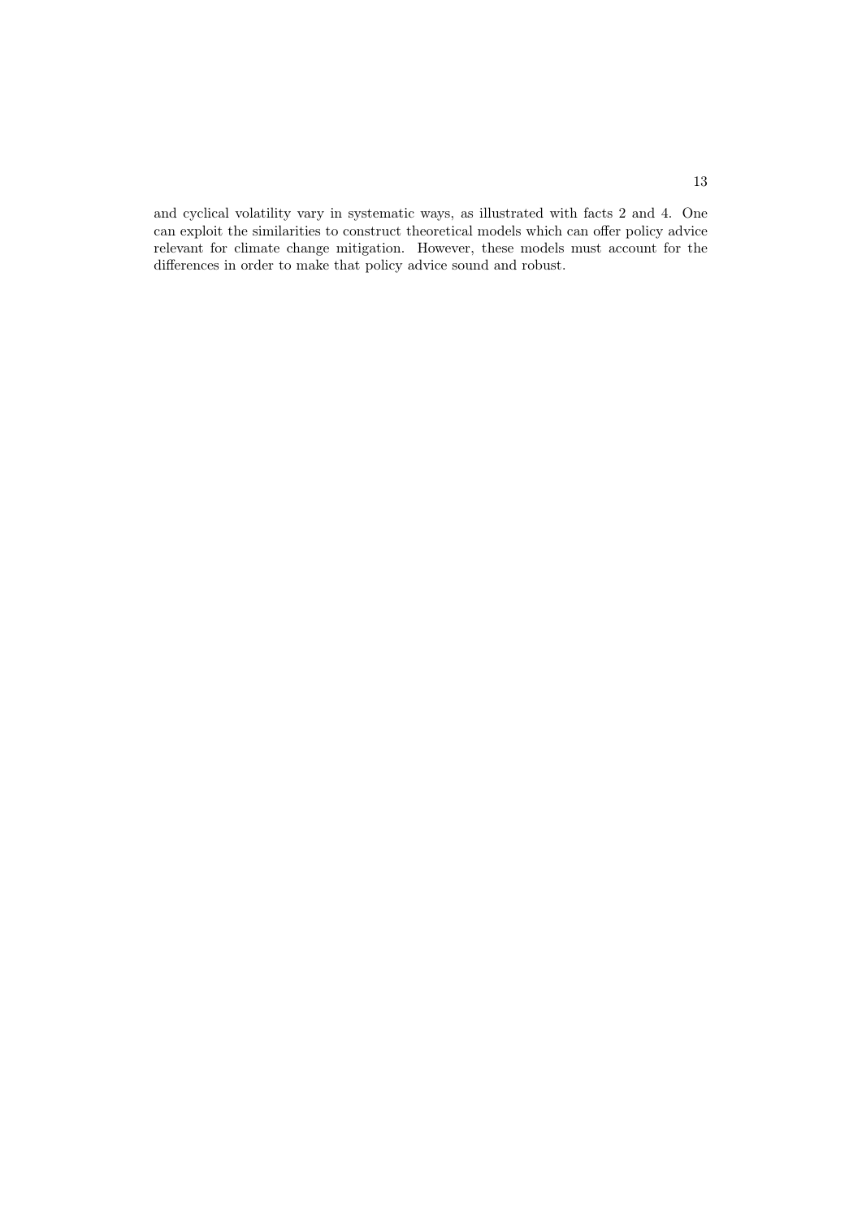and cyclical volatility vary in systematic ways, as illustrated with facts 2 and 4. One can exploit the similarities to construct theoretical models which can offer policy advice relevant for climate change mitigation. However, these models must account for the differences in order to make that policy advice sound and robust.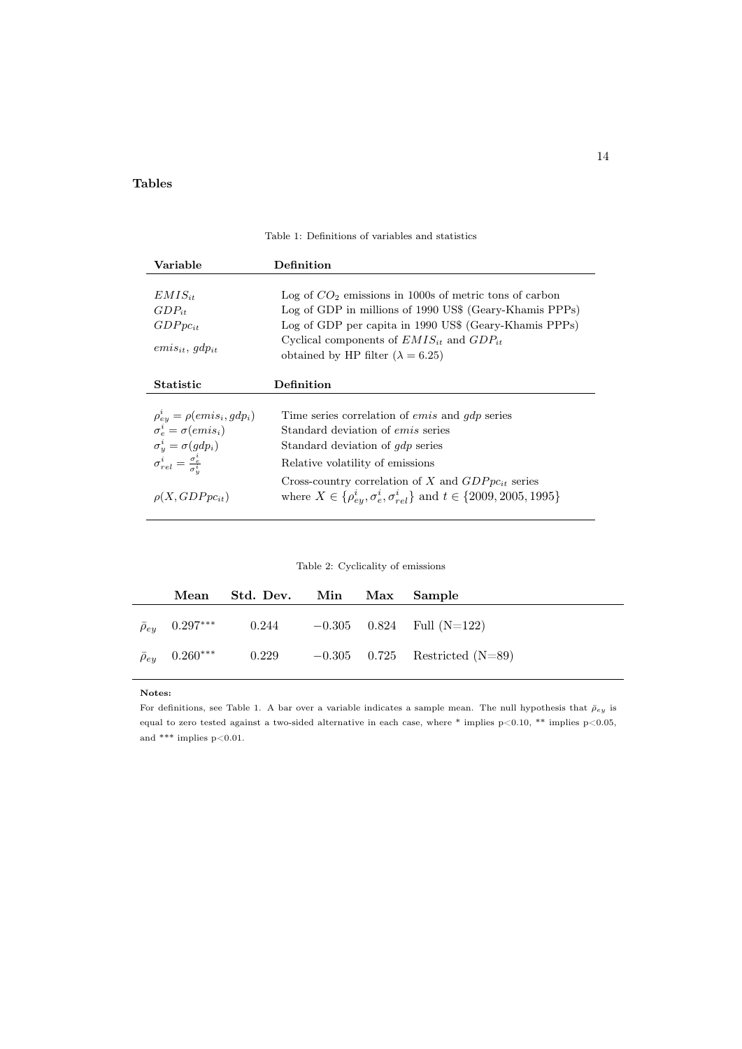## Tables

Table 1: Definitions of variables and statistics

| Variable | Definition |
|---|---|
| $EMIS_{it}$ | Log of $CO_2$ emissions in 1000s of metric tons of carbon |
| $GDP_{it}$ | Log of GDP in millions of 1990 US$ (Geary-Khamis PPPs) |
| $GDPpc_{it}$ | Log of GDP per capita in 1990 US$ (Geary-Khamis PPPs) |
| $emis_{it}$, $gdp_{it}$ | Cyclical components of $EMIS_{it}$ and $GDP_{it}$ obtained by HP filter ($\lambda = 6.25$) |
| **Statistic** | **Definition** |
| $\rho^i_{ey} = \rho(emis_i, gdp_i)$ | Time series correlation of *emis* and *gdp* series |
| $\sigma^i_e = \sigma(emis_i)$ | Standard deviation of *emis* series |
| $\sigma^i_y = \sigma(gdp_i)$ | Standard deviation of *gdp* series |
| $\sigma^i_{rel} = \frac{\sigma^i_e}{\sigma^i_y}$ | Relative volatility of emissions |
| $\rho(X, GDPpc_{it})$ | Cross-country correlation of $X$ and $GDPpc_{it}$ series where $X \in \{\rho^i_{ey}, \sigma^i_e, \sigma^i_{rel}\}$ and $t \in \{2009, 2005, 1995\}$ |

Table 2: Cyclicality of emissions

| | Mean | Std. Dev. | Min | Max | Sample |
|---|---|---|---|---|---|
| $\bar{\rho}_{ey}$ | $0.297^{***}$ | 0.244 | $-0.305$ | 0.824 | Full (N=122) |
| $\bar{\rho}_{ey}$ | $0.260^{***}$ | 0.229 | $-0.305$ | 0.725 | Restricted (N=89) |

**Notes:**

For definitions, see Table 1. A bar over a variable indicates a sample mean. The null hypothesis that $\bar{\rho}_{ey}$ is equal to zero tested against a two-sided alternative in each case, where * implies p<0.10, ** implies p<0.05, and *** implies p<0.01.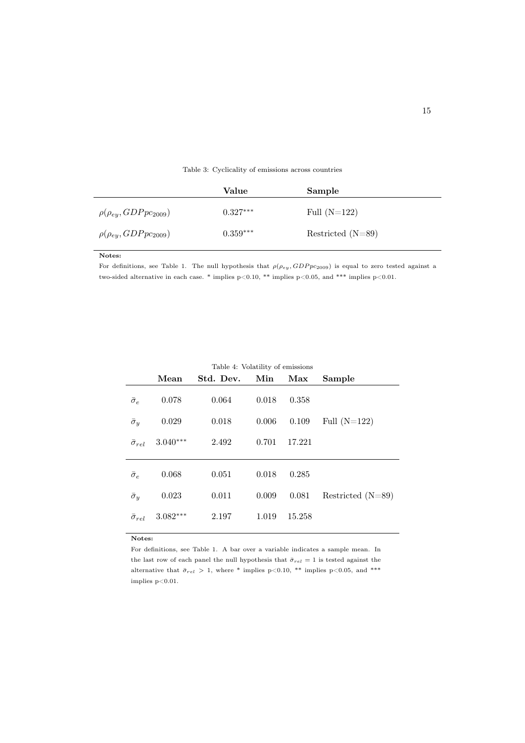Table 3: Cyclicality of emissions across countries

| | **Value** | **Sample** |
|---|---|---|
| $\rho(\rho_{ey}, GDPpc_{2009})$ | $0.327^{***}$ | Full (N=122) |
| $\rho(\rho_{ey}, GDPpc_{2009})$ | $0.359^{***}$ | Restricted (N=89) |

**Notes:**

For definitions, see Table 1. The null hypothesis that $\rho(\rho_{ey}, GDPpc_{2009})$ is equal to zero tested against a two-sided alternative in each case. * implies p<0.10, ** implies p<0.05, and *** implies p<0.01.

Table 4: Volatility of emissions

| | **Mean** | **Std. Dev.** | **Min** | **Max** | **Sample** |
|---|---|---|---|---|---|
| $\bar{\sigma}_e$ | 0.078 | 0.064 | 0.018 | 0.358 | |
| $\bar{\sigma}_y$ | 0.029 | 0.018 | 0.006 | 0.109 | Full (N=122) |
| $\bar{\sigma}_{rel}$ | $3.040^{***}$ | 2.492 | 0.701 | 17.221 | |
| $\bar{\sigma}_e$ | 0.068 | 0.051 | 0.018 | 0.285 | |
| $\bar{\sigma}_y$ | 0.023 | 0.011 | 0.009 | 0.081 | Restricted (N=89) |
| $\bar{\sigma}_{rel}$ | $3.082^{***}$ | 2.197 | 1.019 | 15.258 | |

**Notes:**

For definitions, see Table 1. A bar over a variable indicates a sample mean. In the last row of each panel the null hypothesis that $\bar{\sigma}_{rel} = 1$ is tested against the alternative that $\bar{\sigma}_{rel} > 1$, where * implies p<0.10, ** implies p<0.05, and *** implies p<0.01.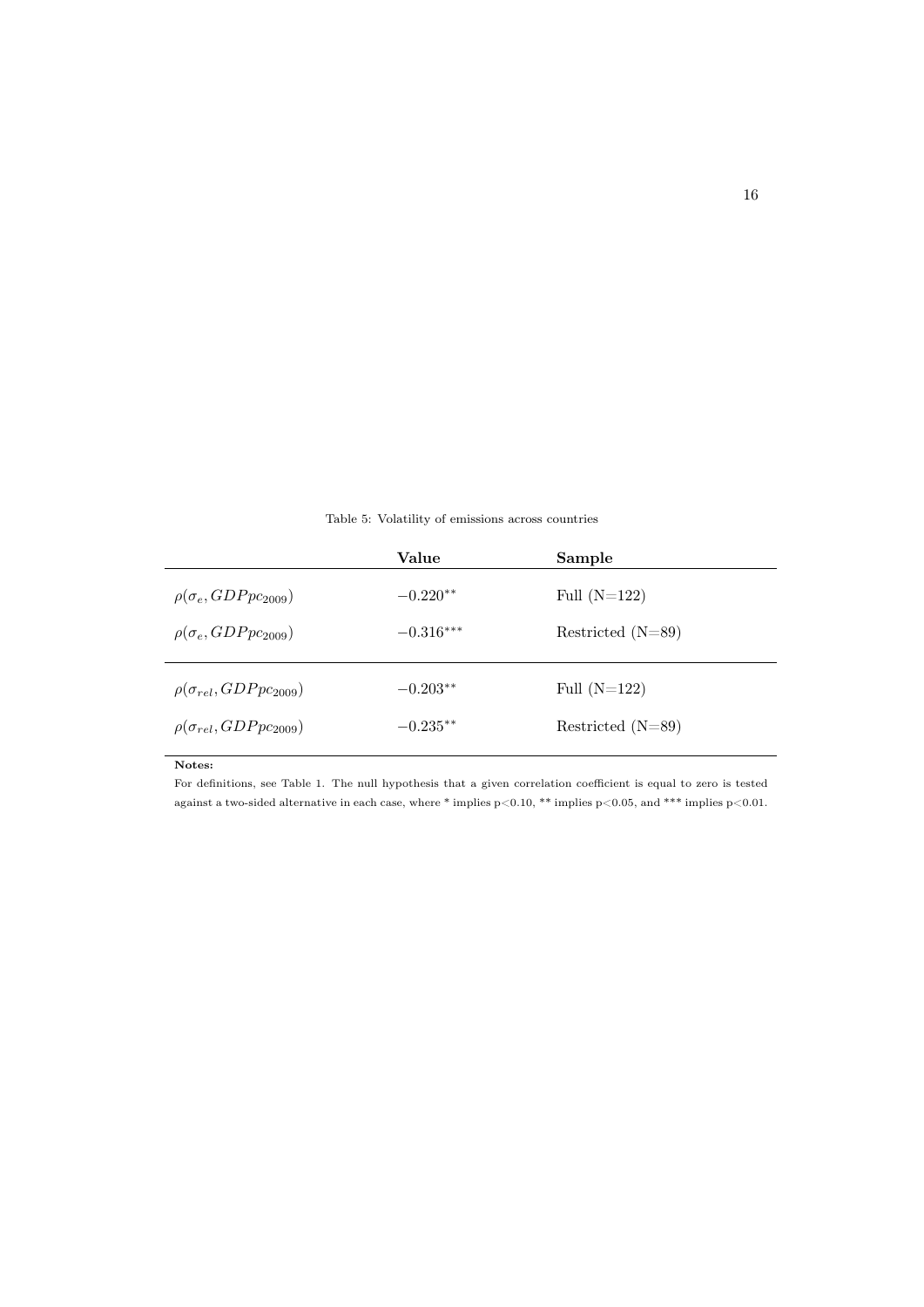Table 5: Volatility of emissions across countries

| | **Value** | **Sample** |
|---|---|---|
| $\rho(\sigma_e, GDPpc_{2009})$ | $-0.220^{**}$ | Full (N=122) |
| $\rho(\sigma_e, GDPpc_{2009})$ | $-0.316^{***}$ | Restricted (N=89) |
| $\rho(\sigma_{rel}, GDPpc_{2009})$ | $-0.203^{**}$ | Full (N=122) |
| $\rho(\sigma_{rel}, GDPpc_{2009})$ | $-0.235^{**}$ | Restricted (N=89) |

**Notes:**

For definitions, see Table 1. The null hypothesis that a given correlation coefficient is equal to zero is tested against a two-sided alternative in each case, where * implies p<0.10, ** implies p<0.05, and *** implies p<0.01.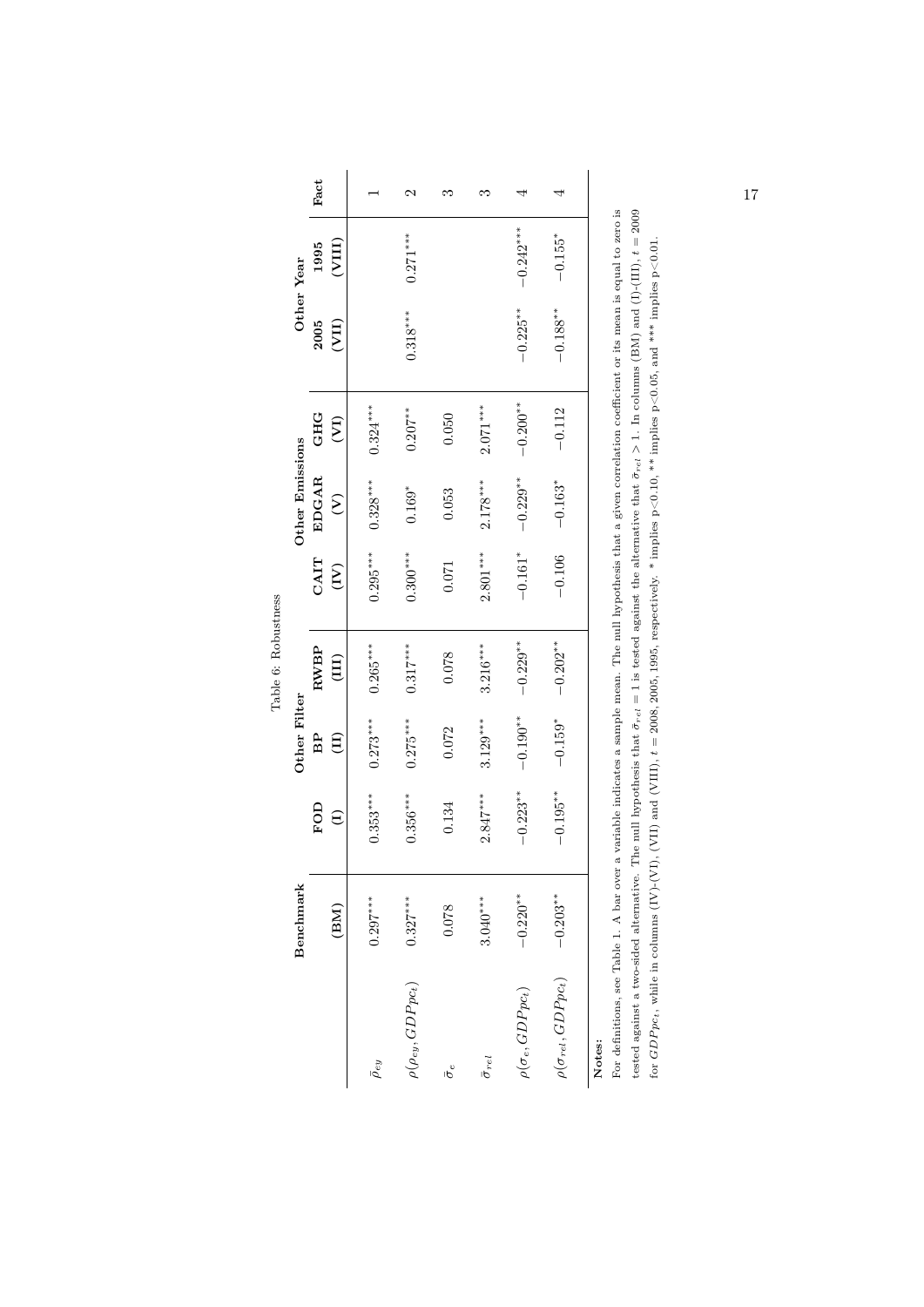Table 6: Robustness

| | Benchmark | Other Filter | | | Other Emissions | | | Other Year | | Fact |
|---|---|---|---|---|---|---|---|---|---|---|
| | (BM) | FOD (I) | BP (II) | RWBP (III) | CAIT (IV) | EDGAR (V) | GHG (VI) | 2005 (VII) | 1995 (VIII) | |
| $\bar{\rho}_{ey}$ | $0.297^{***}$ | $0.353^{***}$ | $0.273^{***}$ | $0.265^{***}$ | $0.295^{***}$ | $0.328^{***}$ | $0.324^{***}$ | | | 1 |
| $\rho(\rho_{ey}, GDPpc_t)$ | $0.327^{***}$ | $0.356^{***}$ | $0.275^{***}$ | $0.317^{***}$ | $0.300^{***}$ | $0.169^{*}$ | $0.207^{**}$ | $0.318^{***}$ | $0.271^{***}$ | 2 |
| $\bar{\sigma}_e$ | 0.078 | 0.134 | 0.072 | 0.078 | 0.071 | 0.053 | 0.050 | | | 3 |
| $\bar{\sigma}_{rel}$ | $3.040^{***}$ | $2.847^{***}$ | $3.129^{***}$ | $3.216^{***}$ | $2.801^{***}$ | $2.178^{***}$ | $2.071^{***}$ | | | 3 |
| $\rho(\sigma_e, GDPpc_t)$ | $-0.220^{**}$ | $-0.223^{**}$ | $-0.190^{**}$ | $-0.229^{**}$ | $-0.161^{*}$ | $-0.229^{**}$ | $-0.200^{**}$ | $-0.225^{**}$ | $-0.242^{***}$ | 4 |
| $\rho(\sigma_{rel}, GDPpc_t)$ | $-0.203^{**}$ | $-0.195^{**}$ | $-0.159^{*}$ | $-0.202^{**}$ | $-0.106$ | $-0.163^{*}$ | $-0.112$ | $-0.188^{**}$ | $-0.155^{*}$ | 4 |

**Notes:**

For definitions, see Table 1. A bar over a variable indicates a sample mean. The null hypothesis that a given correlation coefficient or its mean is equal to zero is tested against a two-sided alternative. The null hypothesis that $\bar{\sigma}_{rel} = 1$ is tested against the alternative that $\bar{\sigma}_{rel} > 1$. In columns (BM) and (I)-(III), $t = 2009$ for $GDPpc_t$, while in columns (IV)-(VI), (VII) and (VIII), $t = 2008, 2005, 1995$, respectively. * implies p<0.10, ** implies p<0.05, and *** implies p<0.01.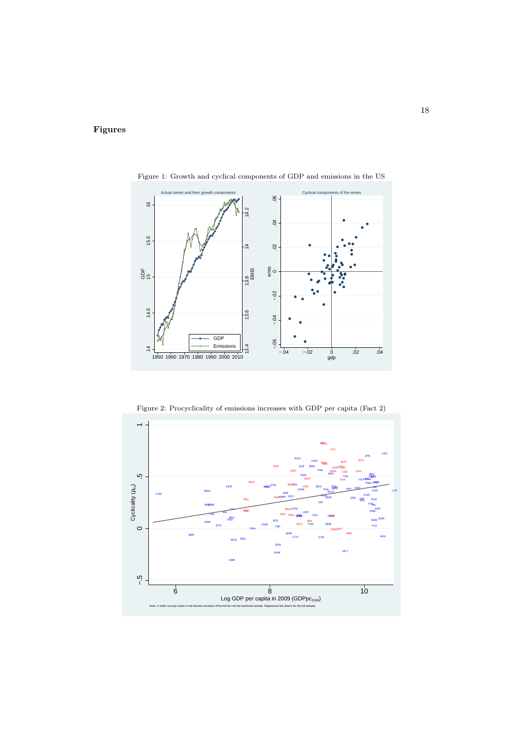## Figures

Figure 1: Growth and cyclical components of GDP and emissions in the US

Figure 2: Procyclicality of emissions increases with GDP per capita (Fact 2)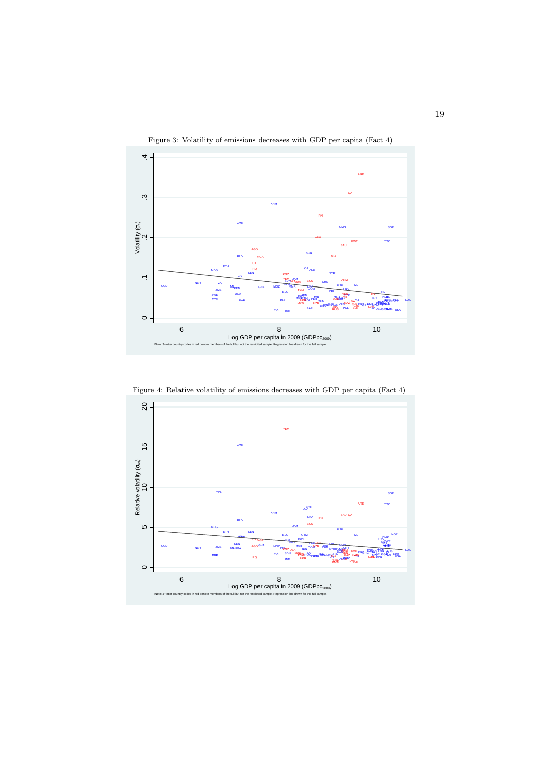Figure 3: Volatility of emissions decreases with GDP per capita (Fact 4)

Note: 3-letter country codes in red denote members of the full but not the restricted sample. Regression line drawn for the full sample.

Figure 4: Relative volatility of emissions decreases with GDP per capita (Fact 4)

Note: 3-letter country codes in red denote members of the full but not the restricted sample. Regression line drawn for the full sample.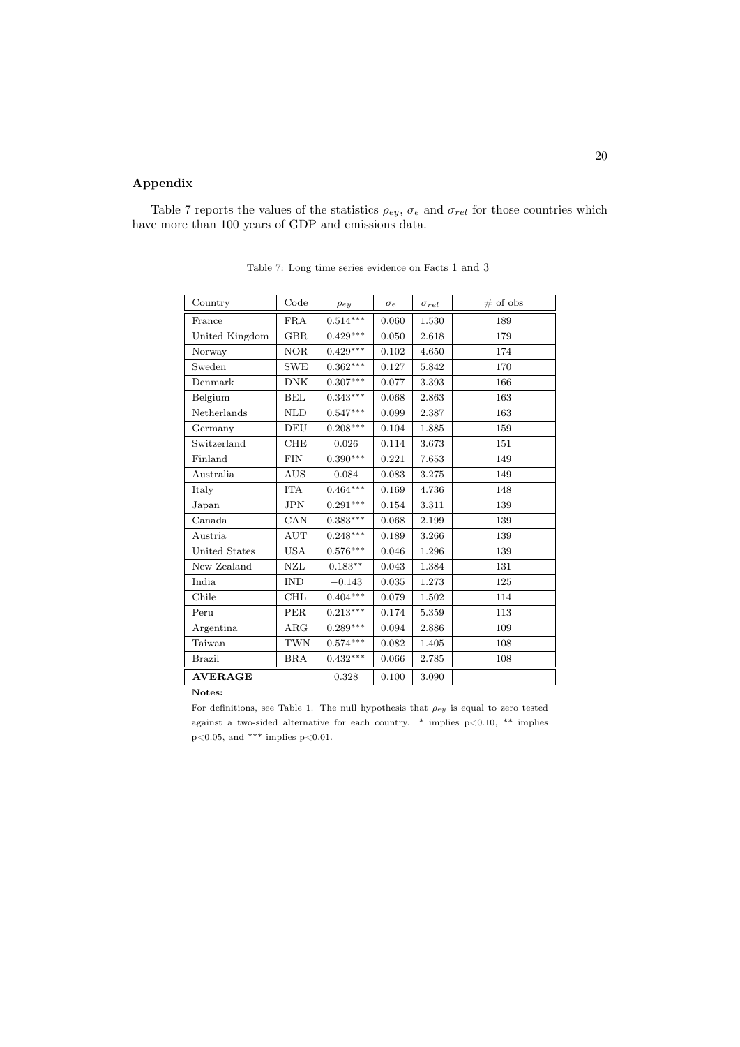## Appendix

Table 7 reports the values of the statistics $\rho_{ey}$, $\sigma_e$ and $\sigma_{rel}$ for those countries which have more than 100 years of GDP and emissions data.

Table 7: Long time series evidence on Facts 1 and 3

| Country | Code | $\rho_{ey}$ | $\sigma_e$ | $\sigma_{rel}$ | # of obs |
|---|---|---|---|---|---|
| France | FRA | $0.514^{***}$ | 0.060 | 1.530 | 189 |
| United Kingdom | GBR | $0.429^{***}$ | 0.050 | 2.618 | 179 |
| Norway | NOR | $0.429^{***}$ | 0.102 | 4.650 | 174 |
| Sweden | SWE | $0.362^{***}$ | 0.127 | 5.842 | 170 |
| Denmark | DNK | $0.307^{***}$ | 0.077 | 3.393 | 166 |
| Belgium | BEL | $0.343^{***}$ | 0.068 | 2.863 | 163 |
| Netherlands | NLD | $0.547^{***}$ | 0.099 | 2.387 | 163 |
| Germany | DEU | $0.208^{***}$ | 0.104 | 1.885 | 159 |
| Switzerland | CHE | 0.026 | 0.114 | 3.673 | 151 |
| Finland | FIN | $0.390^{***}$ | 0.221 | 7.653 | 149 |
| Australia | AUS | 0.084 | 0.083 | 3.275 | 149 |
| Italy | ITA | $0.464^{***}$ | 0.169 | 4.736 | 148 |
| Japan | JPN | $0.291^{***}$ | 0.154 | 3.311 | 139 |
| Canada | CAN | $0.383^{***}$ | 0.068 | 2.199 | 139 |
| Austria | AUT | $0.248^{***}$ | 0.189 | 3.266 | 139 |
| United States | USA | $0.576^{***}$ | 0.046 | 1.296 | 139 |
| New Zealand | NZL | $0.183^{**}$ | 0.043 | 1.384 | 131 |
| India | IND | $-0.143$ | 0.035 | 1.273 | 125 |
| Chile | CHL | $0.404^{***}$ | 0.079 | 1.502 | 114 |
| Peru | PER | $0.213^{***}$ | 0.174 | 5.359 | 113 |
| Argentina | ARG | $0.289^{***}$ | 0.094 | 2.886 | 109 |
| Taiwan | TWN | $0.574^{***}$ | 0.082 | 1.405 | 108 |
| Brazil | BRA | $0.432^{***}$ | 0.066 | 2.785 | 108 |
| **AVERAGE** | | 0.328 | 0.100 | 3.090 | |

**Notes:**

For definitions, see Table 1. The null hypothesis that $\rho_{ey}$ is equal to zero tested against a two-sided alternative for each country. * implies $p<0.10$, ** implies $p<0.05$, and *** implies $p<0.01$.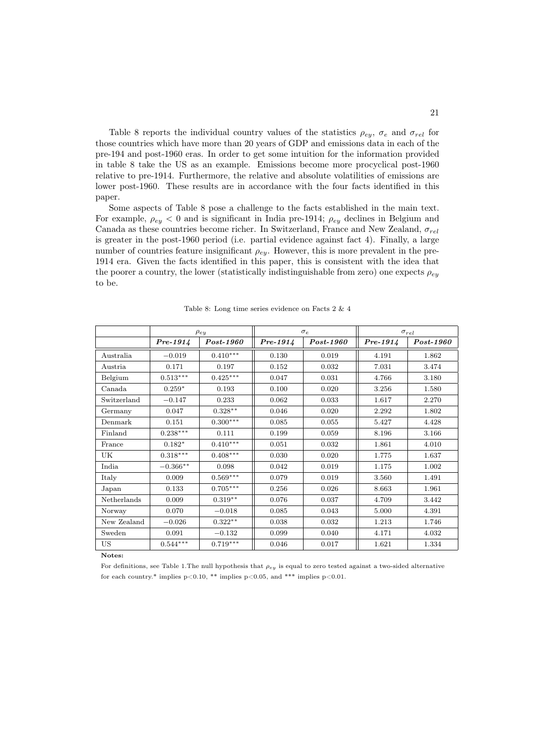Table 8 reports the individual country values of the statistics $\rho_{ey}$, $\sigma_e$ and $\sigma_{rel}$ for those countries which have more than 20 years of GDP and emissions data in each of the pre-194 and post-1960 eras. In order to get some intuition for the information provided in table 8 take the US as an example. Emissions become more procyclical post-1960 relative to pre-1914. Furthermore, the relative and absolute volatilities of emissions are lower post-1960. These results are in accordance with the four facts identified in this paper.

Some aspects of Table 8 pose a challenge to the facts established in the main text. For example, $\rho_{ey} < 0$ and is significant in India pre-1914; $\rho_{ey}$ declines in Belgium and Canada as these countries become richer. In Switzerland, France and New Zealand, $\sigma_{rel}$ is greater in the post-1960 period (i.e. partial evidence against fact 4). Finally, a large number of countries feature insignificant $\rho_{ey}$. However, this is more prevalent in the pre-1914 era. Given the facts identified in this paper, this is consistent with the idea that the poorer a country, the lower (statistically indistinguishable from zero) one expects $\rho_{ey}$ to be.

Table 8: Long time series evidence on Facts 2 & 4

| | $\rho_{ey}$ | | $\sigma_e$ | | $\sigma_{rel}$ | |
|---|---|---|---|---|---|---|
| | ***Pre-1914*** | ***Post-1960*** | ***Pre-1914*** | ***Post-1960*** | ***Pre-1914*** | ***Post-1960*** |
| Australia | $-0.019$ | $0.410^{***}$ | 0.130 | 0.019 | 4.191 | 1.862 |
| Austria | 0.171 | 0.197 | 0.152 | 0.032 | 7.031 | 3.474 |
| Belgium | $0.513^{***}$ | $0.425^{***}$ | 0.047 | 0.031 | 4.766 | 3.180 |
| Canada | $0.259^{*}$ | 0.193 | 0.100 | 0.020 | 3.256 | 1.580 |
| Switzerland | $-0.147$ | 0.233 | 0.062 | 0.033 | 1.617 | 2.270 |
| Germany | 0.047 | $0.328^{**}$ | 0.046 | 0.020 | 2.292 | 1.802 |
| Denmark | 0.151 | $0.300^{***}$ | 0.085 | 0.055 | 5.427 | 4.428 |
| Finland | $0.238^{***}$ | 0.111 | 0.199 | 0.059 | 8.196 | 3.166 |
| France | $0.182^{*}$ | $0.410^{***}$ | 0.051 | 0.032 | 1.861 | 4.010 |
| UK | $0.318^{***}$ | $0.408^{***}$ | 0.030 | 0.020 | 1.775 | 1.637 |
| India | $-0.366^{**}$ | 0.098 | 0.042 | 0.019 | 1.175 | 1.002 |
| Italy | 0.009 | $0.569^{***}$ | 0.079 | 0.019 | 3.560 | 1.491 |
| Japan | 0.133 | $0.705^{***}$ | 0.256 | 0.026 | 8.663 | 1.961 |
| Netherlands | 0.009 | $0.319^{**}$ | 0.076 | 0.037 | 4.709 | 3.442 |
| Norway | 0.070 | $-0.018$ | 0.085 | 0.043 | 5.000 | 4.391 |
| New Zealand | $-0.026$ | $0.322^{**}$ | 0.038 | 0.032 | 1.213 | 1.746 |
| Sweden | 0.091 | $-0.132$ | 0.099 | 0.040 | 4.171 | 4.032 |
| US | $0.544^{***}$ | $0.719^{***}$ | 0.046 | 0.017 | 1.621 | 1.334 |

**Notes:**

For definitions, see Table 1.The null hypothesis that $\rho_{ey}$ is equal to zero tested against a two-sided alternative for each country.* implies p<0.10, ** implies p<0.05, and *** implies p<0.01.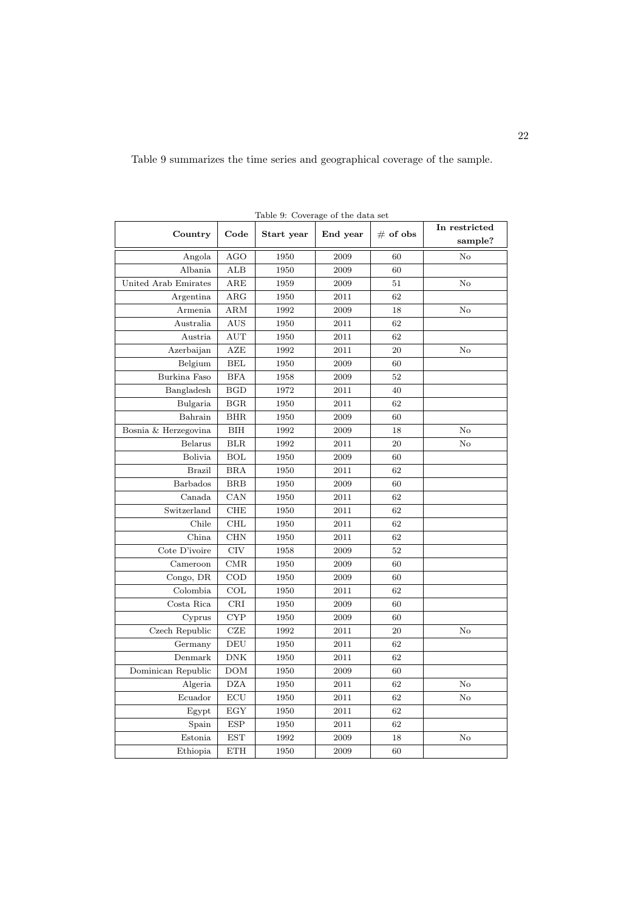Table 9 summarizes the time series and geographical coverage of the sample.

Table 9: Coverage of the data set

| Country | Code | Start year | End year | # of obs | In restricted sample? |
|---|---|---|---|---|---|
| Angola | AGO | 1950 | 2009 | 60 | No |
| Albania | ALB | 1950 | 2009 | 60 | |
| United Arab Emirates | ARE | 1959 | 2009 | 51 | No |
| Argentina | ARG | 1950 | 2011 | 62 | |
| Armenia | ARM | 1992 | 2009 | 18 | No |
| Australia | AUS | 1950 | 2011 | 62 | |
| Austria | AUT | 1950 | 2011 | 62 | |
| Azerbaijan | AZE | 1992 | 2011 | 20 | No |
| Belgium | BEL | 1950 | 2009 | 60 | |
| Burkina Faso | BFA | 1958 | 2009 | 52 | |
| Bangladesh | BGD | 1972 | 2011 | 40 | |
| Bulgaria | BGR | 1950 | 2011 | 62 | |
| Bahrain | BHR | 1950 | 2009 | 60 | |
| Bosnia & Herzegovina | BIH | 1992 | 2009 | 18 | No |
| Belarus | BLR | 1992 | 2011 | 20 | No |
| Bolivia | BOL | 1950 | 2009 | 60 | |
| Brazil | BRA | 1950 | 2011 | 62 | |
| Barbados | BRB | 1950 | 2009 | 60 | |
| Canada | CAN | 1950 | 2011 | 62 | |
| Switzerland | CHE | 1950 | 2011 | 62 | |
| Chile | CHL | 1950 | 2011 | 62 | |
| China | CHN | 1950 | 2011 | 62 | |
| Cote D'ivoire | CIV | 1958 | 2009 | 52 | |
| Cameroon | CMR | 1950 | 2009 | 60 | |
| Congo, DR | COD | 1950 | 2009 | 60 | |
| Colombia | COL | 1950 | 2011 | 62 | |
| Costa Rica | CRI | 1950 | 2009 | 60 | |
| Cyprus | CYP | 1950 | 2009 | 60 | |
| Czech Republic | CZE | 1992 | 2011 | 20 | No |
| Germany | DEU | 1950 | 2011 | 62 | |
| Denmark | DNK | 1950 | 2011 | 62 | |
| Dominican Republic | DOM | 1950 | 2009 | 60 | |
| Algeria | DZA | 1950 | 2011 | 62 | No |
| Ecuador | ECU | 1950 | 2011 | 62 | No |
| Egypt | EGY | 1950 | 2011 | 62 | |
| Spain | ESP | 1950 | 2011 | 62 | |
| Estonia | EST | 1992 | 2009 | 18 | No |
| Ethiopia | ETH | 1950 | 2009 | 60 | |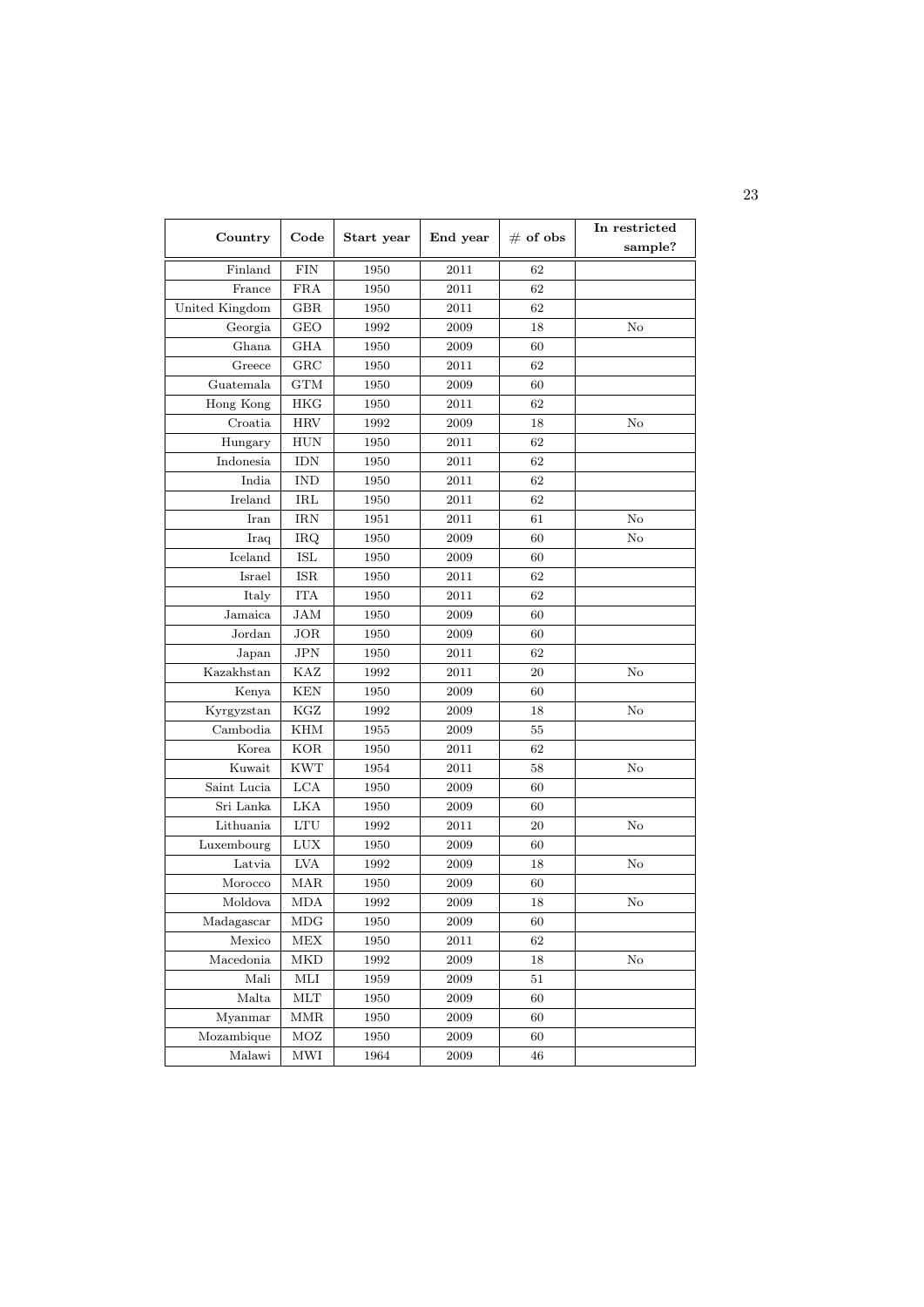| Country | Code | Start year | End year | # of obs | In restricted sample? |
|---|---|---|---|---|---|
| Finland | FIN | 1950 | 2011 | 62 | |
| France | FRA | 1950 | 2011 | 62 | |
| United Kingdom | GBR | 1950 | 2011 | 62 | |
| Georgia | GEO | 1992 | 2009 | 18 | No |
| Ghana | GHA | 1950 | 2009 | 60 | |
| Greece | GRC | 1950 | 2011 | 62 | |
| Guatemala | GTM | 1950 | 2009 | 60 | |
| Hong Kong | HKG | 1950 | 2011 | 62 | |
| Croatia | HRV | 1992 | 2009 | 18 | No |
| Hungary | HUN | 1950 | 2011 | 62 | |
| Indonesia | IDN | 1950 | 2011 | 62 | |
| India | IND | 1950 | 2011 | 62 | |
| Ireland | IRL | 1950 | 2011 | 62 | |
| Iran | IRN | 1951 | 2011 | 61 | No |
| Iraq | IRQ | 1950 | 2009 | 60 | No |
| Iceland | ISL | 1950 | 2009 | 60 | |
| Israel | ISR | 1950 | 2011 | 62 | |
| Italy | ITA | 1950 | 2011 | 62 | |
| Jamaica | JAM | 1950 | 2009 | 60 | |
| Jordan | JOR | 1950 | 2009 | 60 | |
| Japan | JPN | 1950 | 2011 | 62 | |
| Kazakhstan | KAZ | 1992 | 2011 | 20 | No |
| Kenya | KEN | 1950 | 2009 | 60 | |
| Kyrgyzstan | KGZ | 1992 | 2009 | 18 | No |
| Cambodia | KHM | 1955 | 2009 | 55 | |
| Korea | KOR | 1950 | 2011 | 62 | |
| Kuwait | KWT | 1954 | 2011 | 58 | No |
| Saint Lucia | LCA | 1950 | 2009 | 60 | |
| Sri Lanka | LKA | 1950 | 2009 | 60 | |
| Lithuania | LTU | 1992 | 2011 | 20 | No |
| Luxembourg | LUX | 1950 | 2009 | 60 | |
| Latvia | LVA | 1992 | 2009 | 18 | No |
| Morocco | MAR | 1950 | 2009 | 60 | |
| Moldova | MDA | 1992 | 2009 | 18 | No |
| Madagascar | MDG | 1950 | 2009 | 60 | |
| Mexico | MEX | 1950 | 2011 | 62 | |
| Macedonia | MKD | 1992 | 2009 | 18 | No |
| Mali | MLI | 1959 | 2009 | 51 | |
| Malta | MLT | 1950 | 2009 | 60 | |
| Myanmar | MMR | 1950 | 2009 | 60 | |
| Mozambique | MOZ | 1950 | 2009 | 60 | |
| Malawi | MWI | 1964 | 2009 | 46 | |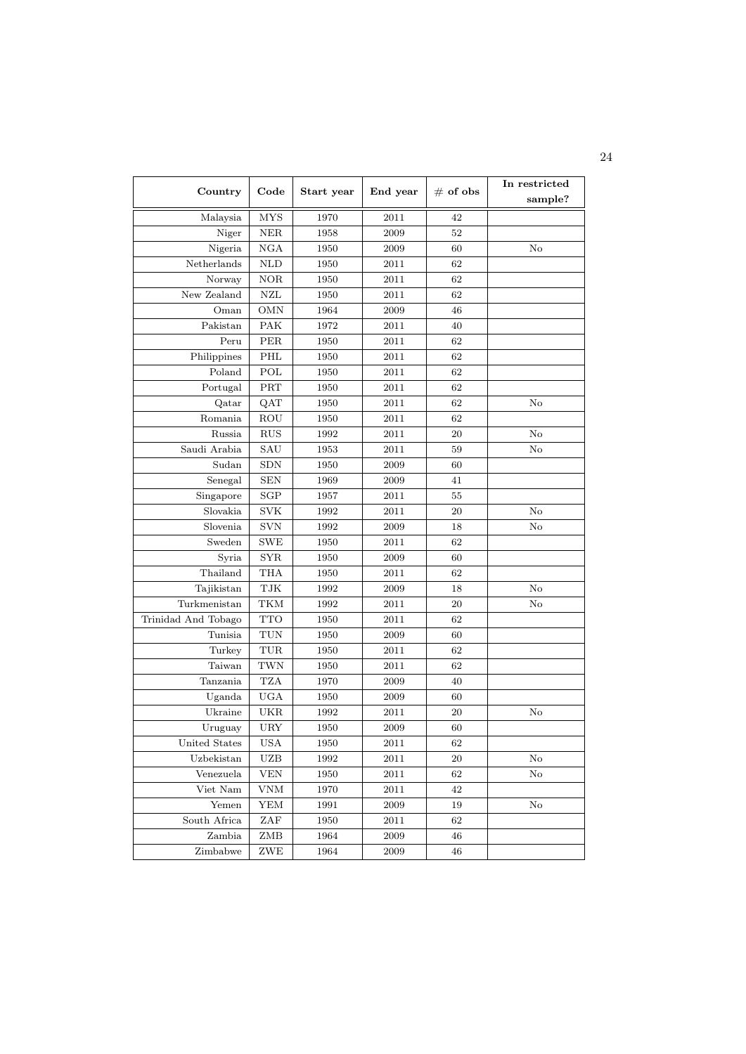| Country | Code | Start year | End year | # of obs | In restricted sample? |
|---|---|---|---|---|---|
| Malaysia | MYS | 1970 | 2011 | 42 | |
| Niger | NER | 1958 | 2009 | 52 | |
| Nigeria | NGA | 1950 | 2009 | 60 | No |
| Netherlands | NLD | 1950 | 2011 | 62 | |
| Norway | NOR | 1950 | 2011 | 62 | |
| New Zealand | NZL | 1950 | 2011 | 62 | |
| Oman | OMN | 1964 | 2009 | 46 | |
| Pakistan | PAK | 1972 | 2011 | 40 | |
| Peru | PER | 1950 | 2011 | 62 | |
| Philippines | PHL | 1950 | 2011 | 62 | |
| Poland | POL | 1950 | 2011 | 62 | |
| Portugal | PRT | 1950 | 2011 | 62 | |
| Qatar | QAT | 1950 | 2011 | 62 | No |
| Romania | ROU | 1950 | 2011 | 62 | |
| Russia | RUS | 1992 | 2011 | 20 | No |
| Saudi Arabia | SAU | 1953 | 2011 | 59 | No |
| Sudan | SDN | 1950 | 2009 | 60 | |
| Senegal | SEN | 1969 | 2009 | 41 | |
| Singapore | SGP | 1957 | 2011 | 55 | |
| Slovakia | SVK | 1992 | 2011 | 20 | No |
| Slovenia | SVN | 1992 | 2009 | 18 | No |
| Sweden | SWE | 1950 | 2011 | 62 | |
| Syria | SYR | 1950 | 2009 | 60 | |
| Thailand | THA | 1950 | 2011 | 62 | |
| Tajikistan | TJK | 1992 | 2009 | 18 | No |
| Turkmenistan | TKM | 1992 | 2011 | 20 | No |
| Trinidad And Tobago | TTO | 1950 | 2011 | 62 | |
| Tunisia | TUN | 1950 | 2009 | 60 | |
| Turkey | TUR | 1950 | 2011 | 62 | |
| Taiwan | TWN | 1950 | 2011 | 62 | |
| Tanzania | TZA | 1970 | 2009 | 40 | |
| Uganda | UGA | 1950 | 2009 | 60 | |
| Ukraine | UKR | 1992 | 2011 | 20 | No |
| Uruguay | URY | 1950 | 2009 | 60 | |
| United States | USA | 1950 | 2011 | 62 | |
| Uzbekistan | UZB | 1992 | 2011 | 20 | No |
| Venezuela | VEN | 1950 | 2011 | 62 | No |
| Viet Nam | VNM | 1970 | 2011 | 42 | |
| Yemen | YEM | 1991 | 2009 | 19 | No |
| South Africa | ZAF | 1950 | 2011 | 62 | |
| Zambia | ZMB | 1964 | 2009 | 46 | |
| Zimbabwe | ZWE | 1964 | 2009 | 46 | |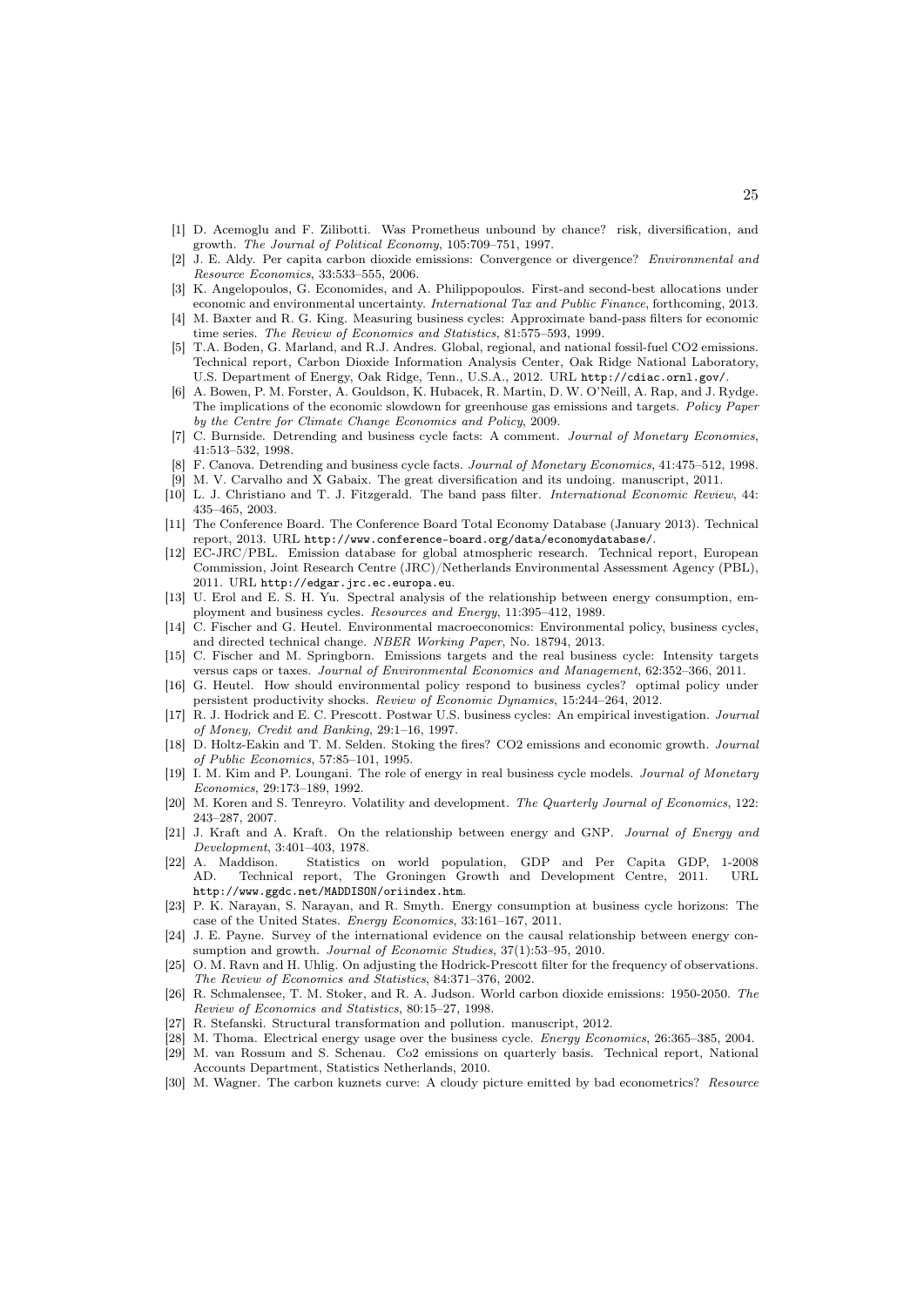[1] D. Acemoglu and F. Zilibotti. Was Prometheus unbound by chance? risk, diversification, and growth. *The Journal of Political Economy*, 105:709–751, 1997.

[2] J. E. Aldy. Per capita carbon dioxide emissions: Convergence or divergence? *Environmental and Resource Economics*, 33:533–555, 2006.

[3] K. Angelopoulos, G. Economides, and A. Philippopoulos. First-and second-best allocations under economic and environmental uncertainty. *International Tax and Public Finance*, forthcoming, 2013.

[4] M. Baxter and R. G. King. Measuring business cycles: Approximate band-pass filters for economic time series. *The Review of Economics and Statistics*, 81:575–593, 1999.

[5] T.A. Boden, G. Marland, and R.J. Andres. Global, regional, and national fossil-fuel CO2 emissions. Technical report, Carbon Dioxide Information Analysis Center, Oak Ridge National Laboratory, U.S. Department of Energy, Oak Ridge, Tenn., U.S.A., 2012. URL http://cdiac.ornl.gov/.

[6] A. Bowen, P. M. Forster, A. Gouldson, K. Hubacek, R. Martin, D. W. O'Neill, A. Rap, and J. Rydge. The implications of the economic slowdown for greenhouse gas emissions and targets. *Policy Paper by the Centre for Climate Change Economics and Policy*, 2009.

[7] C. Burnside. Detrending and business cycle facts: A comment. *Journal of Monetary Economics*, 41:513–532, 1998.

[8] F. Canova. Detrending and business cycle facts. *Journal of Monetary Economics*, 41:475–512, 1998.

[9] M. V. Carvalho and X Gabaix. The great diversification and its undoing. manuscript, 2011.

[10] L. J. Christiano and T. J. Fitzgerald. The band pass filter. *International Economic Review*, 44: 435–465, 2003.

[11] The Conference Board. The Conference Board Total Economy Database (January 2013). Technical report, 2013. URL http://www.conference-board.org/data/economydatabase/.

[12] EC-JRC/PBL. Emission database for global atmospheric research. Technical report, European Commission, Joint Research Centre (JRC)/Netherlands Environmental Assessment Agency (PBL), 2011. URL http://edgar.jrc.ec.europa.eu.

[13] U. Erol and E. S. H. Yu. Spectral analysis of the relationship between energy consumption, employment and business cycles. *Resources and Energy*, 11:395–412, 1989.

[14] C. Fischer and G. Heutel. Environmental macroeconomics: Environmental policy, business cycles, and directed technical change. *NBER Working Paper*, No. 18794, 2013.

[15] C. Fischer and M. Springborn. Emissions targets and the real business cycle: Intensity targets versus caps or taxes. *Journal of Environmental Economics and Management*, 62:352–366, 2011.

[16] G. Heutel. How should environmental policy respond to business cycles? optimal policy under persistent productivity shocks. *Review of Economic Dynamics*, 15:244–264, 2012.

[17] R. J. Hodrick and E. C. Prescott. Postwar U.S. business cycles: An empirical investigation. *Journal of Money, Credit and Banking*, 29:1–16, 1997.

[18] D. Holtz-Eakin and T. M. Selden. Stoking the fires? CO2 emissions and economic growth. *Journal of Public Economics*, 57:85–101, 1995.

[19] I. M. Kim and P. Loungani. The role of energy in real business cycle models. *Journal of Monetary Economics*, 29:173–189, 1992.

[20] M. Koren and S. Tenreyro. Volatility and development. *The Quarterly Journal of Economics*, 122: 243–287, 2007.

[21] J. Kraft and A. Kraft. On the relationship between energy and GNP. *Journal of Energy and Development*, 3:401–403, 1978.

[22] A. Maddison. Statistics on world population, GDP and Per Capita GDP, 1-2008 AD. Technical report, The Groningen Growth and Development Centre, 2011. URL http://www.ggdc.net/MADDISON/oriindex.htm.

[23] P. K. Narayan, S. Narayan, and R. Smyth. Energy consumption at business cycle horizons: The case of the United States. *Energy Economics*, 33:161–167, 2011.

[24] J. E. Payne. Survey of the international evidence on the causal relationship between energy consumption and growth. *Journal of Economic Studies*, 37(1):53–95, 2010.

[25] O. M. Ravn and H. Uhlig. On adjusting the Hodrick-Prescott filter for the frequency of observations. *The Review of Economics and Statistics*, 84:371–376, 2002.

[26] R. Schmalensee, T. M. Stoker, and R. A. Judson. World carbon dioxide emissions: 1950-2050. *The Review of Economics and Statistics*, 80:15–27, 1998.

[27] R. Stefanski. Structural transformation and pollution. manuscript, 2012.

[28] M. Thoma. Electrical energy usage over the business cycle. *Energy Economics*, 26:365–385, 2004.

[29] M. van Rossum and S. Schenau. Co2 emissions on quarterly basis. Technical report, National Accounts Department, Statistics Netherlands, 2010.

[30] M. Wagner. The carbon kuznets curve: A cloudy picture emitted by bad econometrics? *Resource*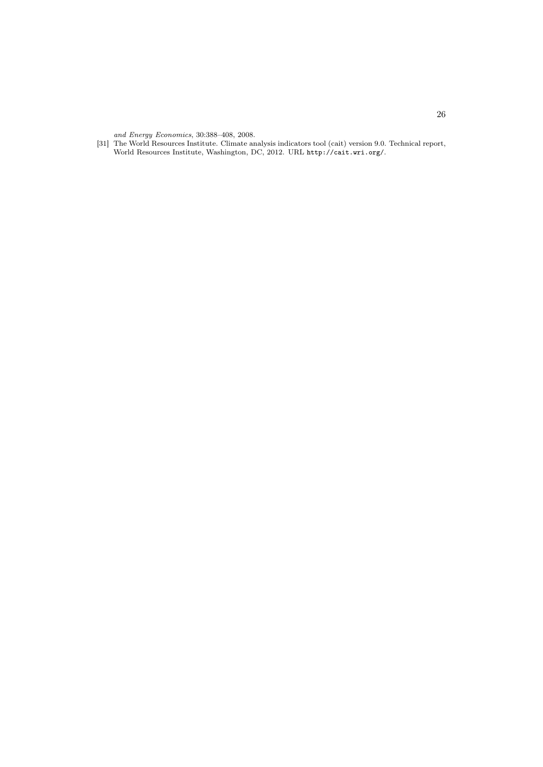*and Energy Economics*, 30:388–408, 2008.

[31] The World Resources Institute. Climate analysis indicators tool (cait) version 9.0. Technical report, World Resources Institute, Washington, DC, 2012. URL `http://cait.wri.org/`.